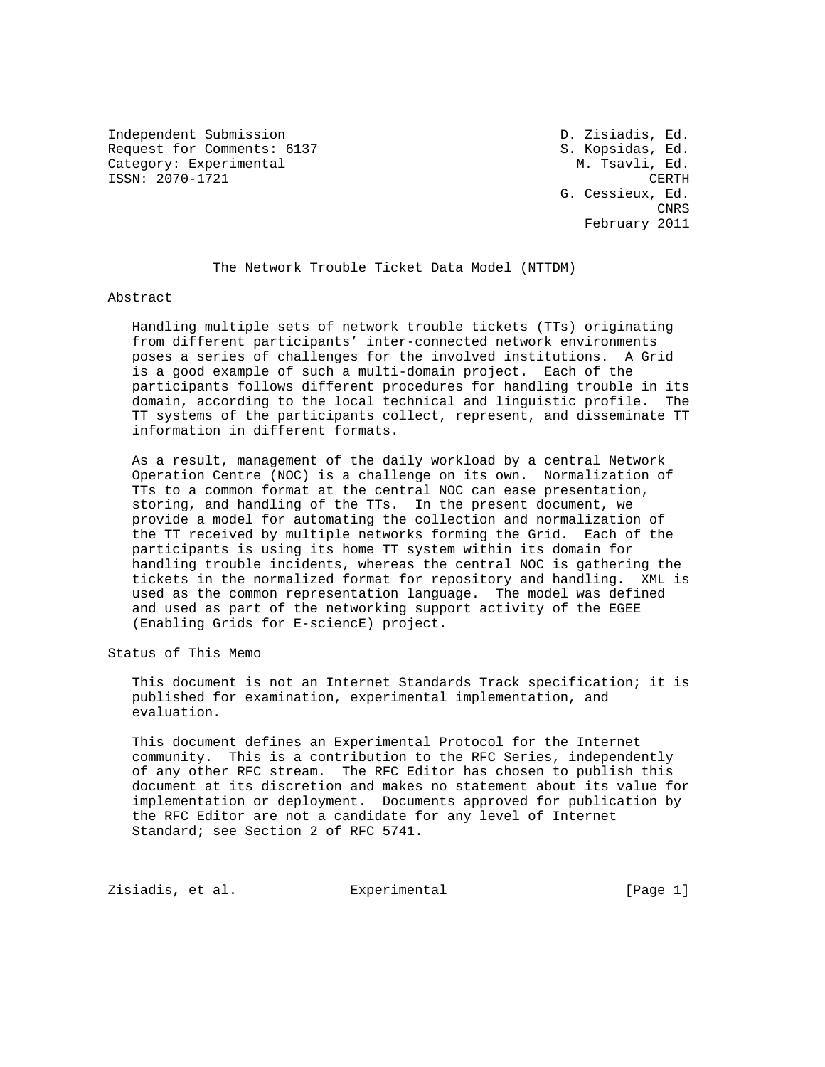Independent Submission — D. Zisiadis, Ed.
Request for Comments: 6137 — S. Kopsidas, Ed.
Category: Experimental — M. Tsavli, Ed.
ISSN: 2070-1721 — CERTH
G. Cessieux, Ed.
CNRS
February 2011

# The Network Trouble Ticket Data Model (NTTDM)

## Abstract

Handling multiple sets of network trouble tickets (TTs) originating from different participants' inter-connected network environments poses a series of challenges for the involved institutions. A Grid is a good example of such a multi-domain project. Each of the participants follows different procedures for handling trouble in its domain, according to the local technical and linguistic profile. The TT systems of the participants collect, represent, and disseminate TT information in different formats.

As a result, management of the daily workload by a central Network Operation Centre (NOC) is a challenge on its own. Normalization of TTs to a common format at the central NOC can ease presentation, storing, and handling of the TTs. In the present document, we provide a model for automating the collection and normalization of the TT received by multiple networks forming the Grid. Each of the participants is using its home TT system within its domain for handling trouble incidents, whereas the central NOC is gathering the tickets in the normalized format for repository and handling. XML is used as the common representation language. The model was defined and used as part of the networking support activity of the EGEE (Enabling Grids for E-sciencE) project.

## Status of This Memo

This document is not an Internet Standards Track specification; it is published for examination, experimental implementation, and evaluation.

This document defines an Experimental Protocol for the Internet community. This is a contribution to the RFC Series, independently of any other RFC stream. The RFC Editor has chosen to publish this document at its discretion and makes no statement about its value for implementation or deployment. Documents approved for publication by the RFC Editor are not a candidate for any level of Internet Standard; see Section 2 of RFC 5741.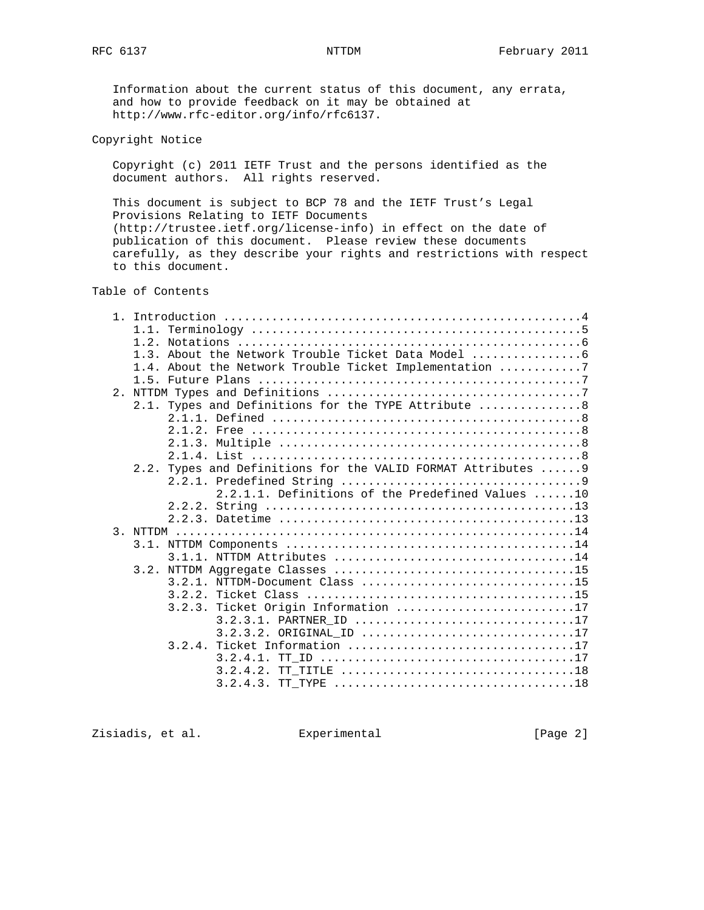Information about the current status of this document, any errata, and how to provide feedback on it may be obtained at http://www.rfc-editor.org/info/rfc6137.

## Copyright Notice

Copyright (c) 2011 IETF Trust and the persons identified as the document authors. All rights reserved.

This document is subject to BCP 78 and the IETF Trust's Legal Provisions Relating to IETF Documents (http://trustee.ietf.org/license-info) in effect on the date of publication of this document. Please review these documents carefully, as they describe your rights and restrictions with respect to this document.

## Table of Contents

```
   1. Introduction ....................................................4
      1.1. Terminology ................................................5
      1.2. Notations ..................................................6
      1.3. About the Network Trouble Ticket Data Model ................6
      1.4. About the Network Trouble Ticket Implementation ............7
      1.5. Future Plans ...............................................7
   2. NTTDM Types and Definitions .....................................7
      2.1. Types and Definitions for the TYPE Attribute ...............8
           2.1.1. Defined .............................................8
           2.1.2. Free ................................................8
           2.1.3. Multiple ............................................8
           2.1.4. List ................................................8
      2.2. Types and Definitions for the VALID FORMAT Attributes ......9
           2.2.1. Predefined String ...................................9
                  2.2.1.1. Definitions of the Predefined Values ......10
           2.2.2. String .............................................13
           2.2.3. Datetime ...........................................13
   3. NTTDM ..........................................................14
      3.1. NTTDM Components ..........................................14
           3.1.1. NTTDM Attributes ...................................14
      3.2. NTTDM Aggregate Classes ...................................15
           3.2.1. NTTDM-Document Class ...............................15
           3.2.2. Ticket Class .......................................15
           3.2.3. Ticket Origin Information ..........................17
                  3.2.3.1. PARTNER_ID ................................17
                  3.2.3.2. ORIGINAL_ID ...............................17
           3.2.4. Ticket Information .................................17
                  3.2.4.1. TT_ID .....................................17
                  3.2.4.2. TT_TITLE ..................................18
                  3.2.4.3. TT_TYPE ...................................18
```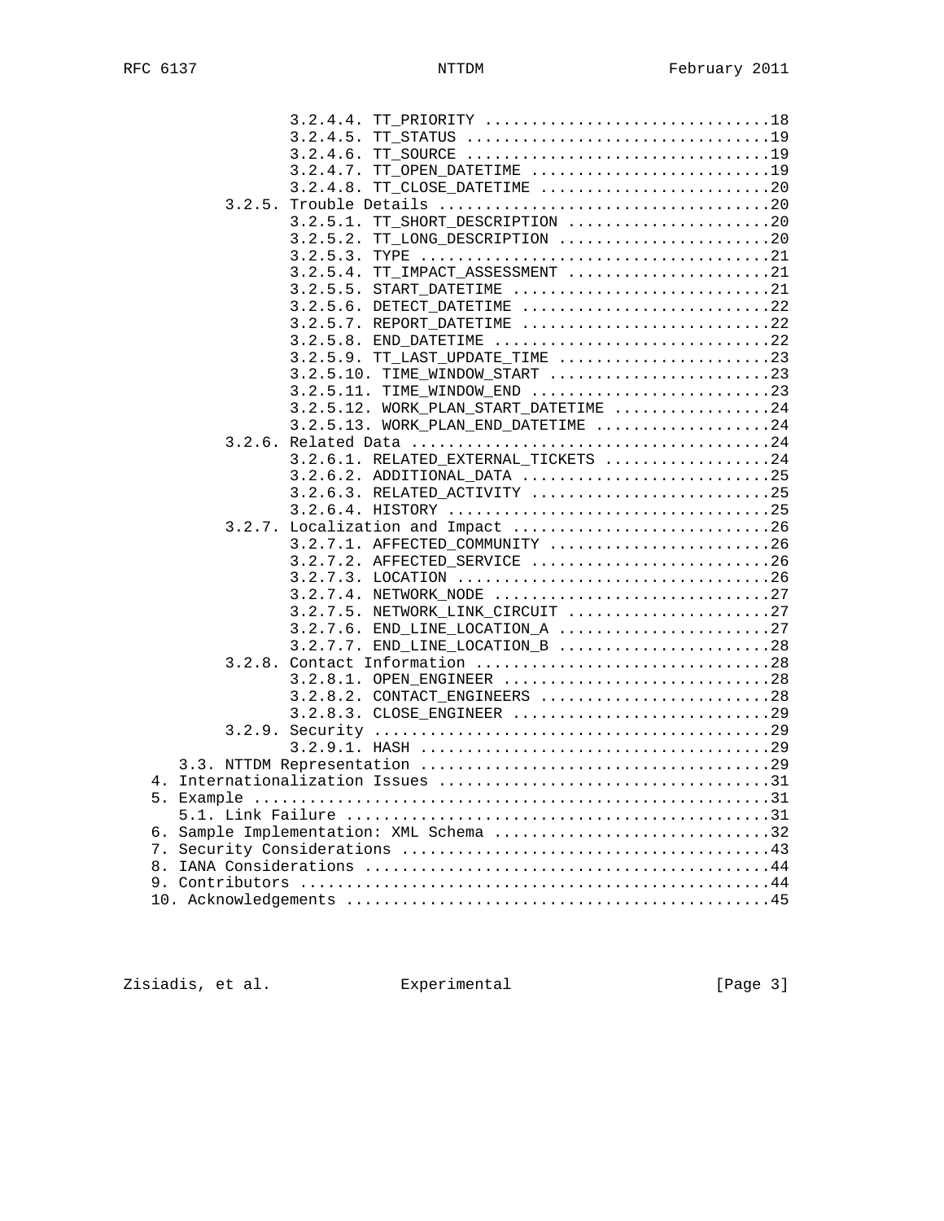```
               3.2.4.4. TT_PRIORITY ...............................18
               3.2.4.5. TT_STATUS .................................19
               3.2.4.6. TT_SOURCE .................................19
               3.2.4.7. TT_OPEN_DATETIME ..........................19
               3.2.4.8. TT_CLOSE_DATETIME .........................20
        3.2.5. Trouble Details ....................................20
               3.2.5.1. TT_SHORT_DESCRIPTION ......................20
               3.2.5.2. TT_LONG_DESCRIPTION .......................20
               3.2.5.3. TYPE ......................................21
               3.2.5.4. TT_IMPACT_ASSESSMENT ......................21
               3.2.5.5. START_DATETIME ............................21
               3.2.5.6. DETECT_DATETIME ...........................22
               3.2.5.7. REPORT_DATETIME ...........................22
               3.2.5.8. END_DATETIME ..............................22
               3.2.5.9. TT_LAST_UPDATE_TIME .......................23
               3.2.5.10. TIME_WINDOW_START ........................23
               3.2.5.11. TIME_WINDOW_END ..........................23
               3.2.5.12. WORK_PLAN_START_DATETIME .................24
               3.2.5.13. WORK_PLAN_END_DATETIME ...................24
        3.2.6. Related Data .......................................24
               3.2.6.1. RELATED_EXTERNAL_TICKETS ..................24
               3.2.6.2. ADDITIONAL_DATA ...........................25
               3.2.6.3. RELATED_ACTIVITY ..........................25
               3.2.6.4. HISTORY ...................................25
        3.2.7. Localization and Impact ............................26
               3.2.7.1. AFFECTED_COMMUNITY ........................26
               3.2.7.2. AFFECTED_SERVICE ..........................26
               3.2.7.3. LOCATION ..................................26
               3.2.7.4. NETWORK_NODE ..............................27
               3.2.7.5. NETWORK_LINK_CIRCUIT ......................27
               3.2.7.6. END_LINE_LOCATION_A .......................27
               3.2.7.7. END_LINE_LOCATION_B .......................28
        3.2.8. Contact Information ................................28
               3.2.8.1. OPEN_ENGINEER .............................28
               3.2.8.2. CONTACT_ENGINEERS .........................28
               3.2.8.3. CLOSE_ENGINEER ............................29
        3.2.9. Security ...........................................29
               3.2.9.1. HASH ......................................29
   3.3. NTTDM Representation ......................................29
4. Internationalization Issues ....................................31
5. Example ........................................................31
   5.1. Link Failure ..............................................31
6. Sample Implementation: XML Schema ..............................32
7. Security Considerations ........................................43
8. IANA Considerations ............................................44
9. Contributors ...................................................44
10. Acknowledgements ..............................................45
```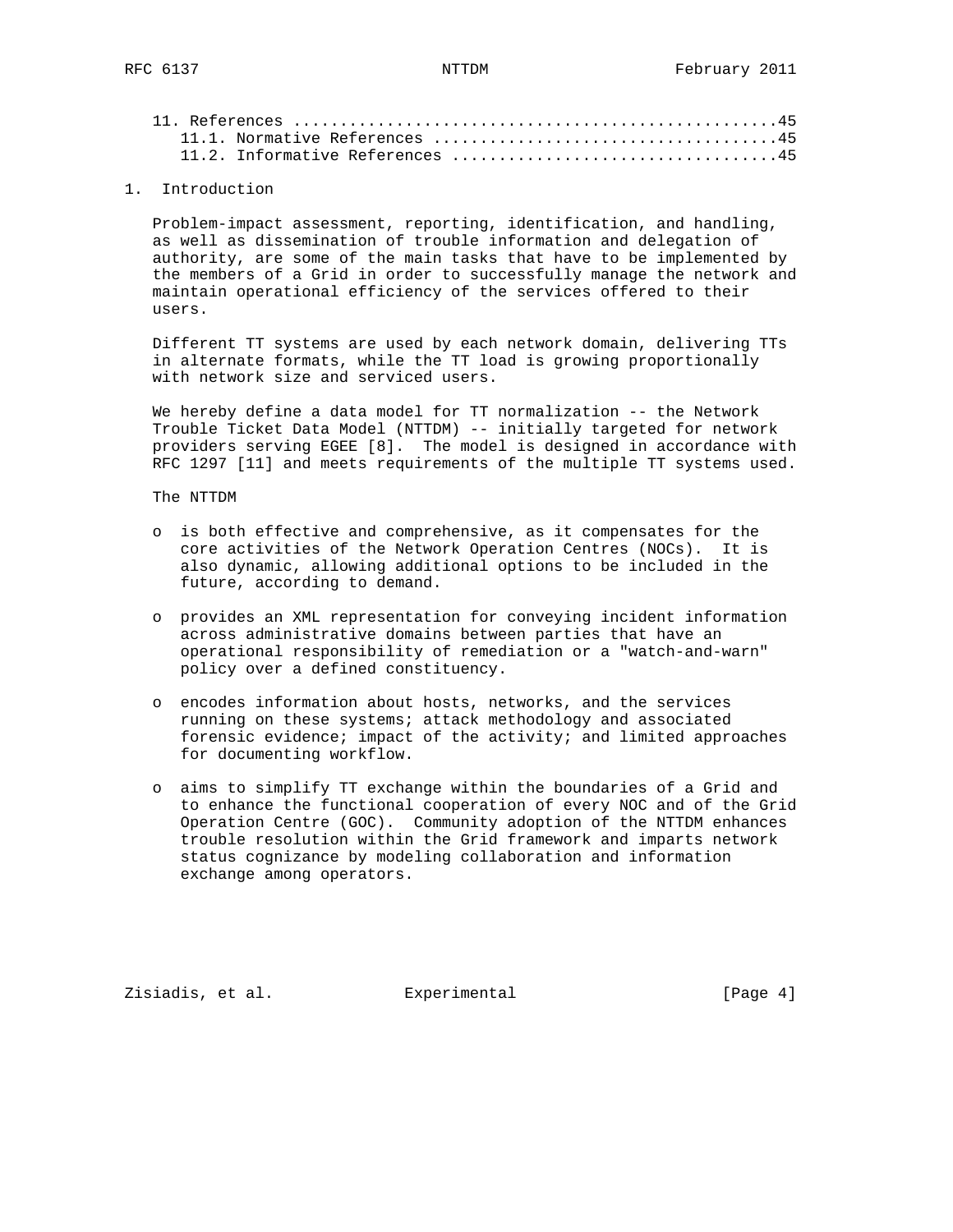11. References ....................................................45
    11.1. Normative References ....................................45
    11.2. Informative References ..................................45

# 1. Introduction

Problem-impact assessment, reporting, identification, and handling, as well as dissemination of trouble information and delegation of authority, are some of the main tasks that have to be implemented by the members of a Grid in order to successfully manage the network and maintain operational efficiency of the services offered to their users.

Different TT systems are used by each network domain, delivering TTs in alternate formats, while the TT load is growing proportionally with network size and serviced users.

We hereby define a data model for TT normalization -- the Network Trouble Ticket Data Model (NTTDM) -- initially targeted for network providers serving EGEE [8]. The model is designed in accordance with RFC 1297 [11] and meets requirements of the multiple TT systems used.

The NTTDM

- is both effective and comprehensive, as it compensates for the core activities of the Network Operation Centres (NOCs). It is also dynamic, allowing additional options to be included in the future, according to demand.
- provides an XML representation for conveying incident information across administrative domains between parties that have an operational responsibility of remediation or a "watch-and-warn" policy over a defined constituency.
- encodes information about hosts, networks, and the services running on these systems; attack methodology and associated forensic evidence; impact of the activity; and limited approaches for documenting workflow.
- aims to simplify TT exchange within the boundaries of a Grid and to enhance the functional cooperation of every NOC and of the Grid Operation Centre (GOC). Community adoption of the NTTDM enhances trouble resolution within the Grid framework and imparts network status cognizance by modeling collaboration and information exchange among operators.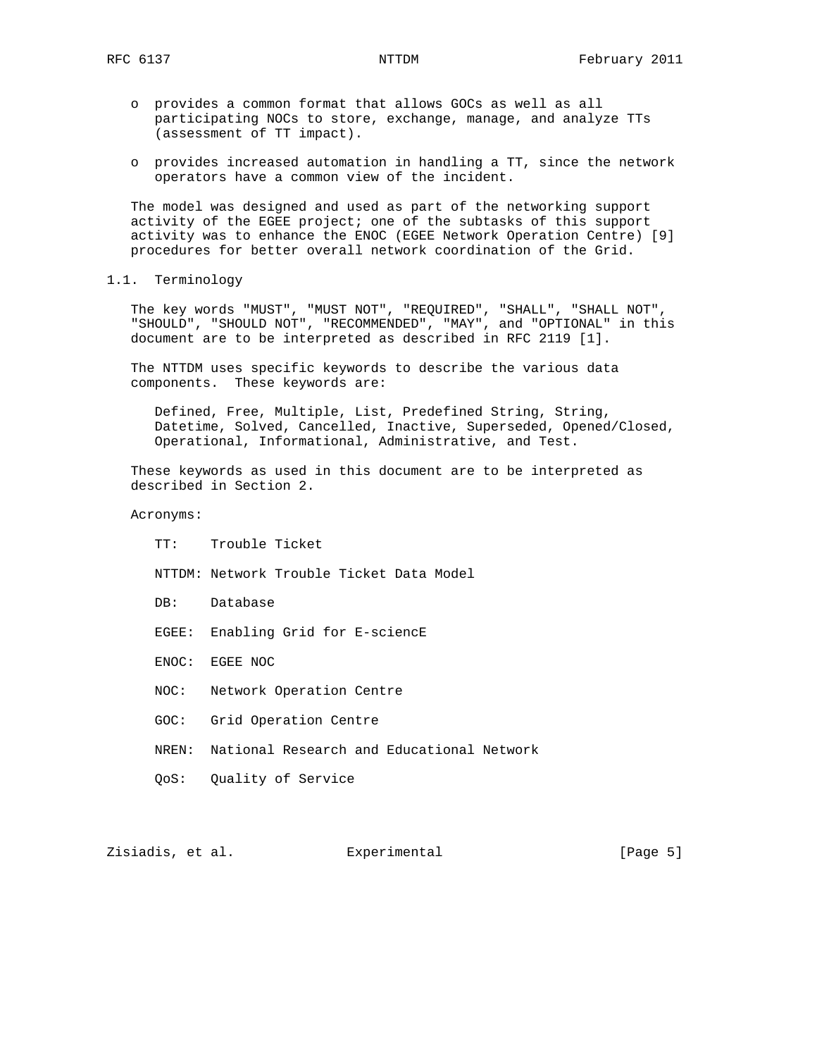- provides a common format that allows GOCs as well as all participating NOCs to store, exchange, manage, and analyze TTs (assessment of TT impact).

- provides increased automation in handling a TT, since the network operators have a common view of the incident.

The model was designed and used as part of the networking support activity of the EGEE project; one of the subtasks of this support activity was to enhance the ENOC (EGEE Network Operation Centre) [9] procedures for better overall network coordination of the Grid.

## 1.1. Terminology

The key words "MUST", "MUST NOT", "REQUIRED", "SHALL", "SHALL NOT", "SHOULD", "SHOULD NOT", "RECOMMENDED", "MAY", and "OPTIONAL" in this document are to be interpreted as described in RFC 2119 [1].

The NTTDM uses specific keywords to describe the various data components. These keywords are:

> Defined, Free, Multiple, List, Predefined String, String, Datetime, Solved, Cancelled, Inactive, Superseded, Opened/Closed, Operational, Informational, Administrative, and Test.

These keywords as used in this document are to be interpreted as described in Section 2.

Acronyms:

- TT: Trouble Ticket
- NTTDM: Network Trouble Ticket Data Model
- DB: Database
- EGEE: Enabling Grid for E-sciencE
- ENOC: EGEE NOC
- NOC: Network Operation Centre
- GOC: Grid Operation Centre
- NREN: National Research and Educational Network
- QoS: Quality of Service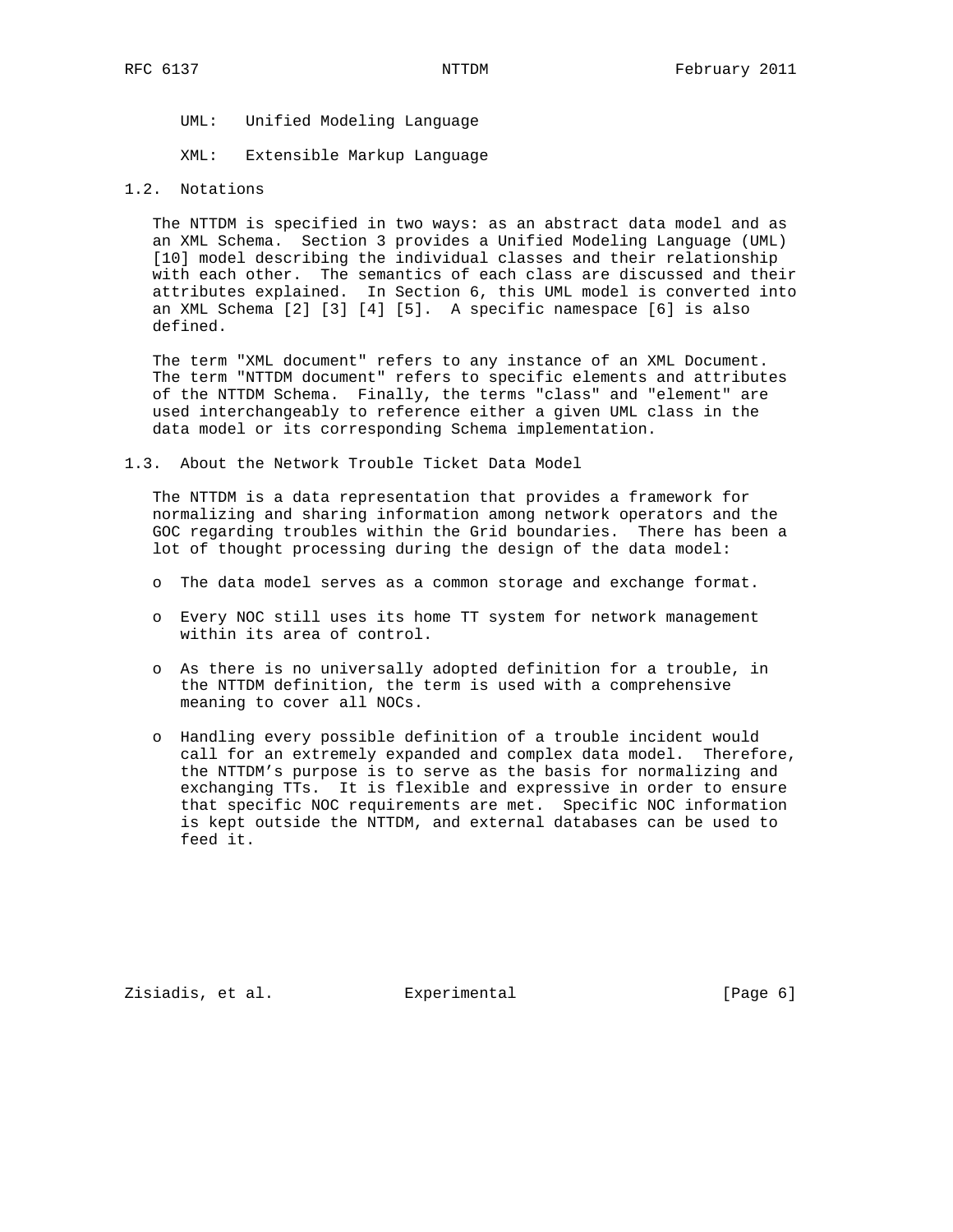UML: Unified Modeling Language

XML: Extensible Markup Language

### 1.2. Notations

The NTTDM is specified in two ways: as an abstract data model and as an XML Schema. Section 3 provides a Unified Modeling Language (UML) [10] model describing the individual classes and their relationship with each other. The semantics of each class are discussed and their attributes explained. In Section 6, this UML model is converted into an XML Schema [2] [3] [4] [5]. A specific namespace [6] is also defined.

The term "XML document" refers to any instance of an XML Document. The term "NTTDM document" refers to specific elements and attributes of the NTTDM Schema. Finally, the terms "class" and "element" are used interchangeably to reference either a given UML class in the data model or its corresponding Schema implementation.

### 1.3. About the Network Trouble Ticket Data Model

The NTTDM is a data representation that provides a framework for normalizing and sharing information among network operators and the GOC regarding troubles within the Grid boundaries. There has been a lot of thought processing during the design of the data model:

- The data model serves as a common storage and exchange format.
- Every NOC still uses its home TT system for network management within its area of control.
- As there is no universally adopted definition for a trouble, in the NTTDM definition, the term is used with a comprehensive meaning to cover all NOCs.
- Handling every possible definition of a trouble incident would call for an extremely expanded and complex data model. Therefore, the NTTDM’s purpose is to serve as the basis for normalizing and exchanging TTs. It is flexible and expressive in order to ensure that specific NOC requirements are met. Specific NOC information is kept outside the NTTDM, and external databases can be used to feed it.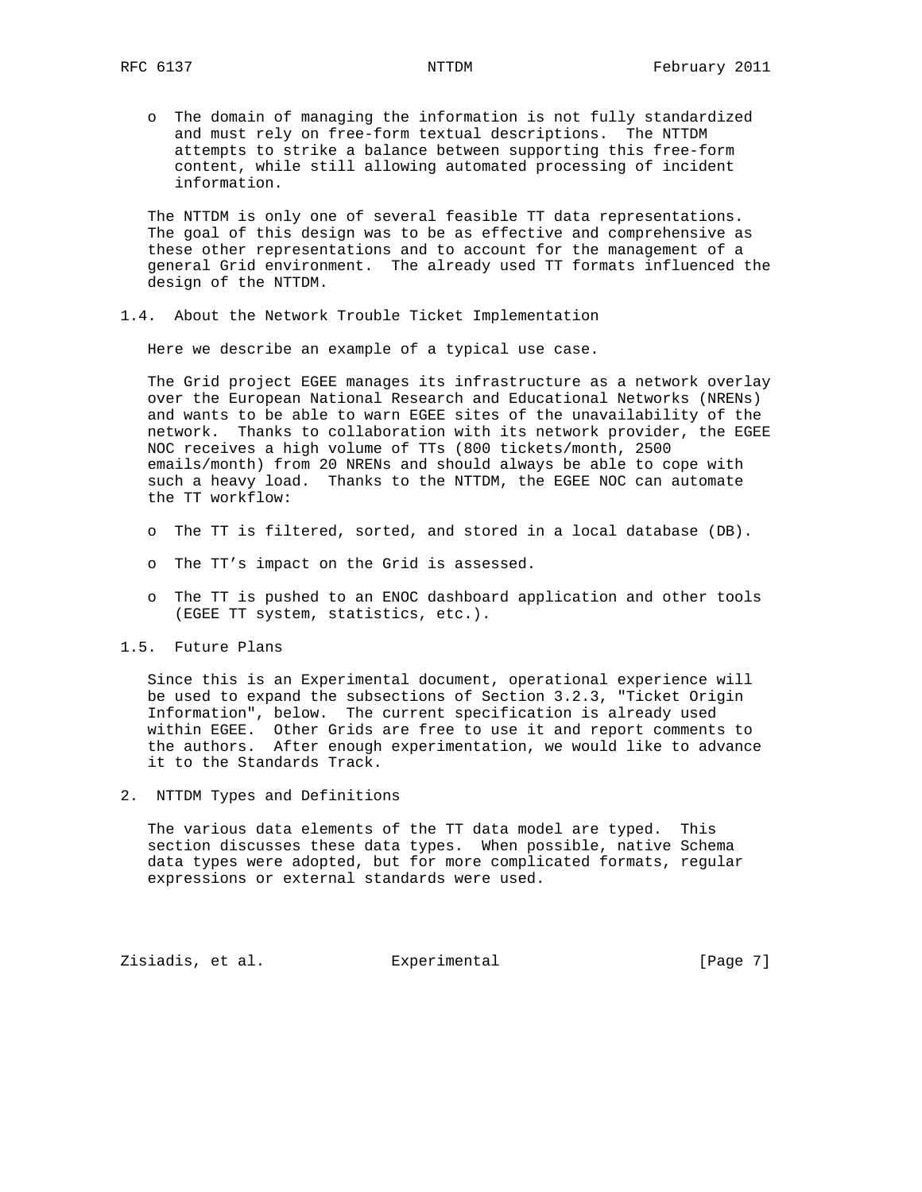- The domain of managing the information is not fully standardized and must rely on free-form textual descriptions. The NTTDM attempts to strike a balance between supporting this free-form content, while still allowing automated processing of incident information.

The NTTDM is only one of several feasible TT data representations. The goal of this design was to be as effective and comprehensive as these other representations and to account for the management of a general Grid environment. The already used TT formats influenced the design of the NTTDM.

### 1.4. About the Network Trouble Ticket Implementation

Here we describe an example of a typical use case.

The Grid project EGEE manages its infrastructure as a network overlay over the European National Research and Educational Networks (NRENs) and wants to be able to warn EGEE sites of the unavailability of the network. Thanks to collaboration with its network provider, the EGEE NOC receives a high volume of TTs (800 tickets/month, 2500 emails/month) from 20 NRENs and should always be able to cope with such a heavy load. Thanks to the NTTDM, the EGEE NOC can automate the TT workflow:

- The TT is filtered, sorted, and stored in a local database (DB).
- The TT's impact on the Grid is assessed.
- The TT is pushed to an ENOC dashboard application and other tools (EGEE TT system, statistics, etc.).

### 1.5. Future Plans

Since this is an Experimental document, operational experience will be used to expand the subsections of Section 3.2.3, "Ticket Origin Information", below. The current specification is already used within EGEE. Other Grids are free to use it and report comments to the authors. After enough experimentation, we would like to advance it to the Standards Track.

## 2. NTTDM Types and Definitions

The various data elements of the TT data model are typed. This section discusses these data types. When possible, native Schema data types were adopted, but for more complicated formats, regular expressions or external standards were used.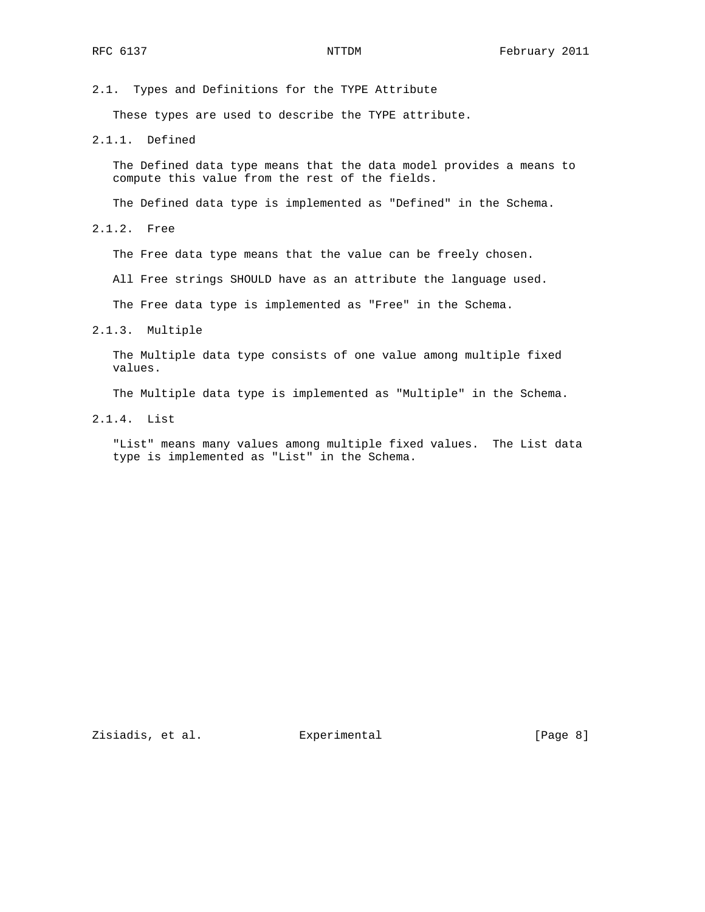## 2.1. Types and Definitions for the TYPE Attribute

These types are used to describe the TYPE attribute.

### 2.1.1. Defined

The Defined data type means that the data model provides a means to compute this value from the rest of the fields.

The Defined data type is implemented as "Defined" in the Schema.

### 2.1.2. Free

The Free data type means that the value can be freely chosen.

All Free strings SHOULD have as an attribute the language used.

The Free data type is implemented as "Free" in the Schema.

### 2.1.3. Multiple

The Multiple data type consists of one value among multiple fixed values.

The Multiple data type is implemented as "Multiple" in the Schema.

### 2.1.4. List

"List" means many values among multiple fixed values. The List data type is implemented as "List" in the Schema.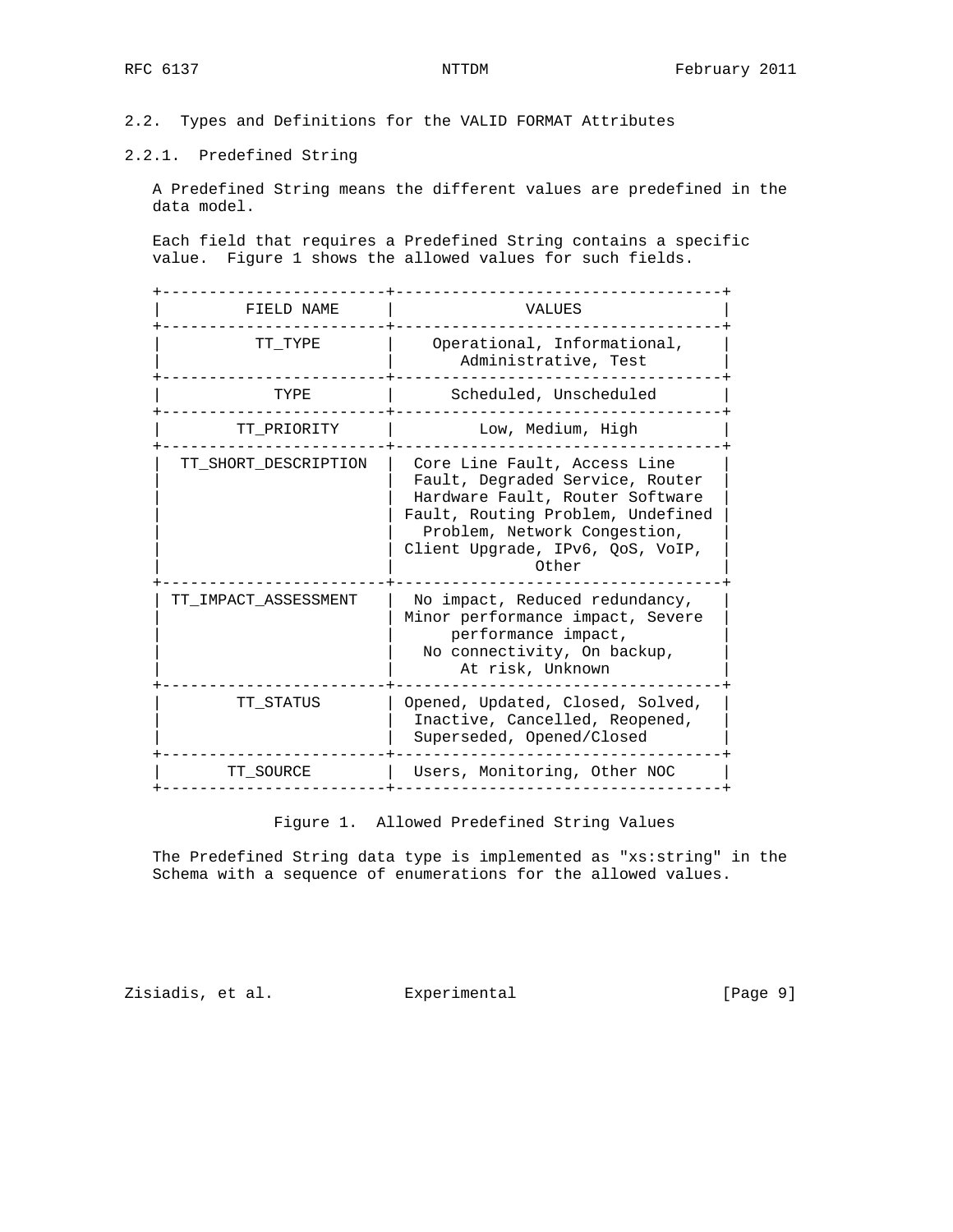### 2.2. Types and Definitions for the VALID FORMAT Attributes

#### 2.2.1. Predefined String

A Predefined String means the different values are predefined in the data model.

Each field that requires a Predefined String contains a specific value. Figure 1 shows the allowed values for such fields.

| FIELD NAME | VALUES |
| --- | --- |
| TT_TYPE | Operational, Informational, Administrative, Test |
| TYPE | Scheduled, Unscheduled |
| TT_PRIORITY | Low, Medium, High |
| TT_SHORT_DESCRIPTION | Core Line Fault, Access Line Fault, Degraded Service, Router Hardware Fault, Router Software Fault, Routing Problem, Undefined Problem, Network Congestion, Client Upgrade, IPv6, QoS, VoIP, Other |
| TT_IMPACT_ASSESSMENT | No impact, Reduced redundancy, Minor performance impact, Severe performance impact, No connectivity, On backup, At risk, Unknown |
| TT_STATUS | Opened, Updated, Closed, Solved, Inactive, Cancelled, Reopened, Superseded, Opened/Closed |
| TT_SOURCE | Users, Monitoring, Other NOC |

Figure 1. Allowed Predefined String Values

The Predefined String data type is implemented as "xs:string" in the Schema with a sequence of enumerations for the allowed values.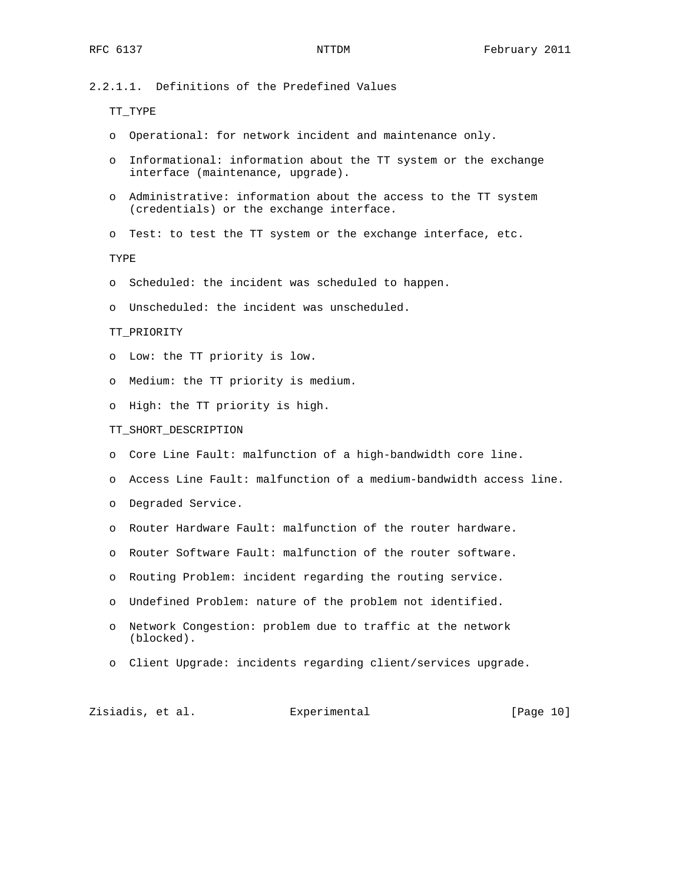#### 2.2.1.1. Definitions of the Predefined Values

TT_TYPE

- Operational: for network incident and maintenance only.
- Informational: information about the TT system or the exchange interface (maintenance, upgrade).
- Administrative: information about the access to the TT system (credentials) or the exchange interface.
- Test: to test the TT system or the exchange interface, etc.

TYPE

- Scheduled: the incident was scheduled to happen.
- Unscheduled: the incident was unscheduled.

TT_PRIORITY

- Low: the TT priority is low.
- Medium: the TT priority is medium.
- High: the TT priority is high.

TT_SHORT_DESCRIPTION

- Core Line Fault: malfunction of a high-bandwidth core line.
- Access Line Fault: malfunction of a medium-bandwidth access line.
- Degraded Service.
- Router Hardware Fault: malfunction of the router hardware.
- Router Software Fault: malfunction of the router software.
- Routing Problem: incident regarding the routing service.
- Undefined Problem: nature of the problem not identified.
- Network Congestion: problem due to traffic at the network (blocked).
- Client Upgrade: incidents regarding client/services upgrade.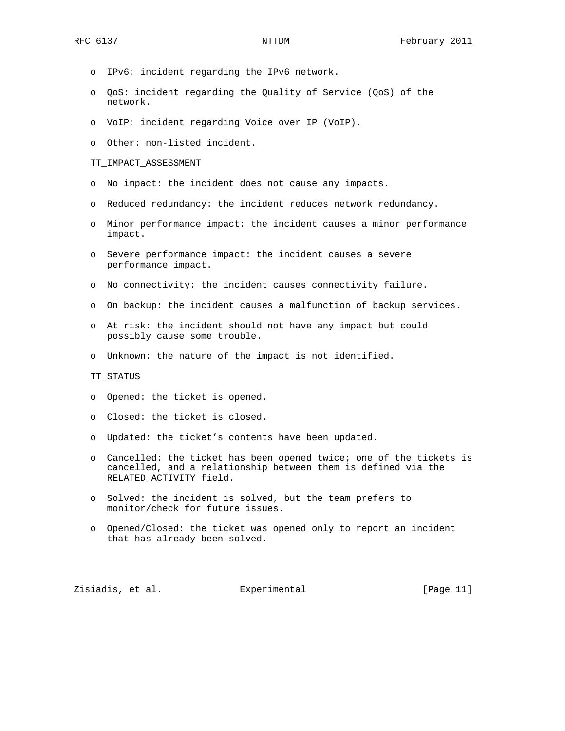- IPv6: incident regarding the IPv6 network.
- QoS: incident regarding the Quality of Service (QoS) of the network.
- VoIP: incident regarding Voice over IP (VoIP).
- Other: non-listed incident.

TT_IMPACT_ASSESSMENT

- No impact: the incident does not cause any impacts.
- Reduced redundancy: the incident reduces network redundancy.
- Minor performance impact: the incident causes a minor performance impact.
- Severe performance impact: the incident causes a severe performance impact.
- No connectivity: the incident causes connectivity failure.
- On backup: the incident causes a malfunction of backup services.
- At risk: the incident should not have any impact but could possibly cause some trouble.
- Unknown: the nature of the impact is not identified.

TT_STATUS

- Opened: the ticket is opened.
- Closed: the ticket is closed.
- Updated: the ticket's contents have been updated.
- Cancelled: the ticket has been opened twice; one of the tickets is cancelled, and a relationship between them is defined via the RELATED_ACTIVITY field.
- Solved: the incident is solved, but the team prefers to monitor/check for future issues.
- Opened/Closed: the ticket was opened only to report an incident that has already been solved.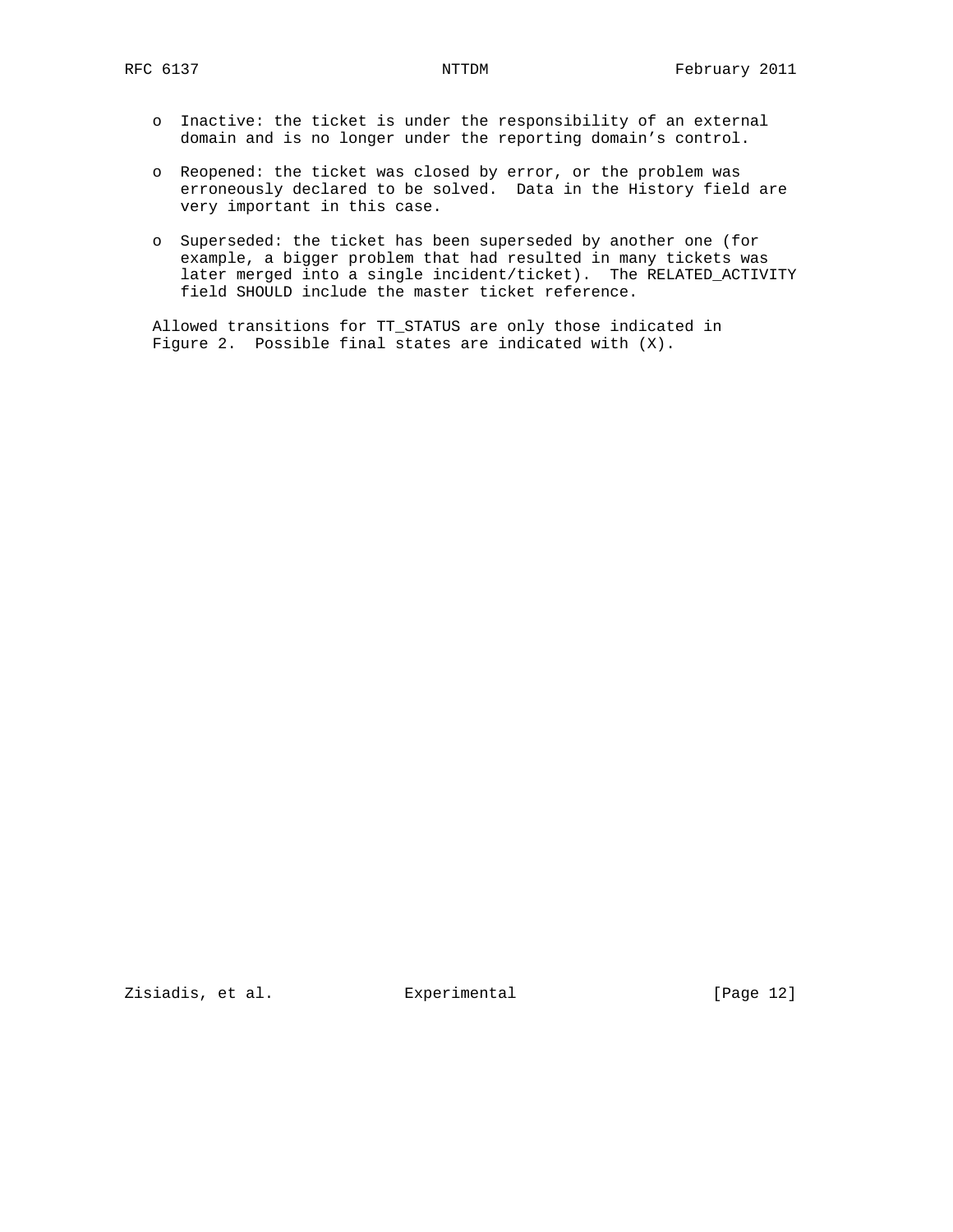- Inactive: the ticket is under the responsibility of an external domain and is no longer under the reporting domain’s control.

- Reopened: the ticket was closed by error, or the problem was erroneously declared to be solved. Data in the History field are very important in this case.

- Superseded: the ticket has been superseded by another one (for example, a bigger problem that had resulted in many tickets was later merged into a single incident/ticket). The RELATED_ACTIVITY field SHOULD include the master ticket reference.

Allowed transitions for TT_STATUS are only those indicated in Figure 2. Possible final states are indicated with (X).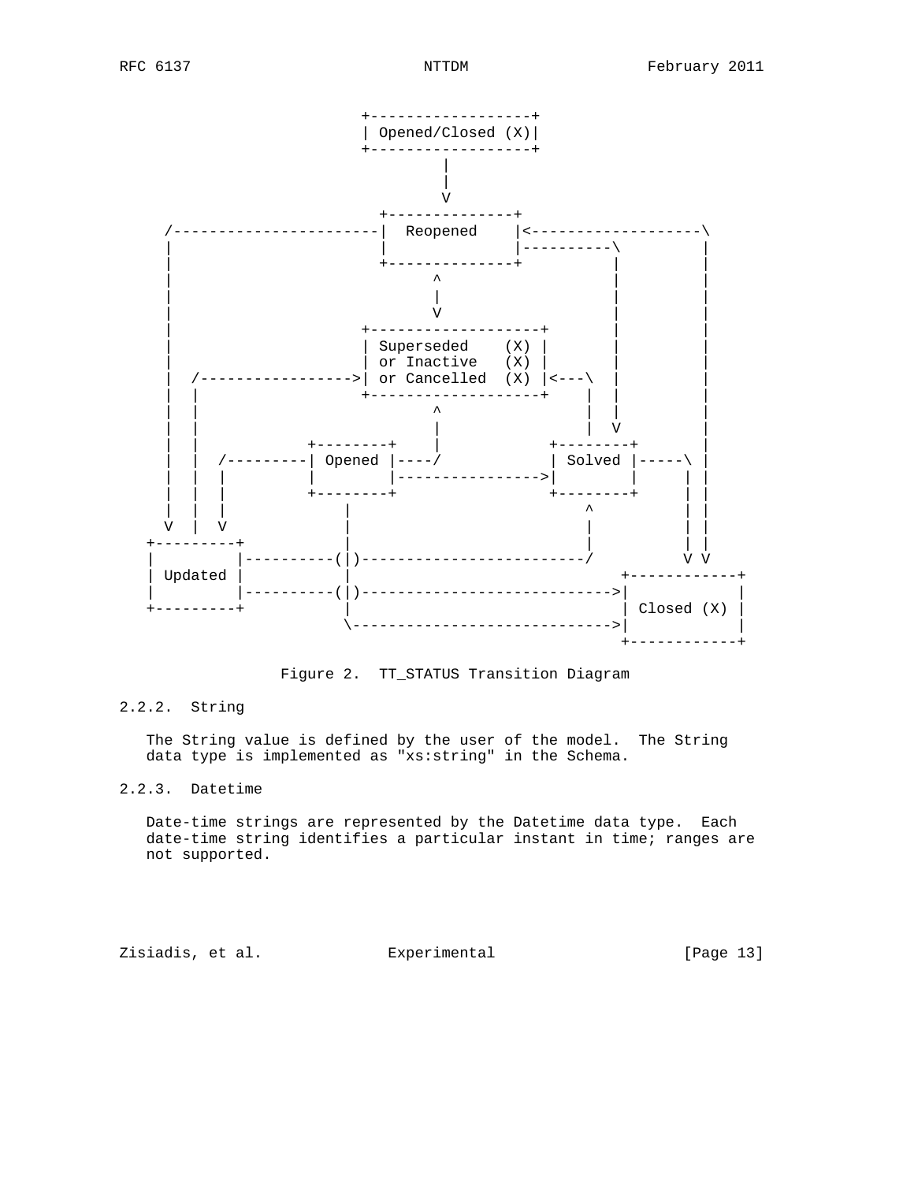```
                          +------------------+
                          | Opened/Closed (X)|
                          +------------------+
                                 |
                                 |
                                 V
                            +-------------+
    /-----------------------|  Reopened   |<-------------------\
    |                       |             |----------\         |
    |                       +-------------+          |         |
    |                             ^                  |         |
    |                             |                  |         |
    |                             V                  |         |
    |                     +-------------------+      |         |
    |                     | Superseded    (X) |      |         |
    |                     | or Inactive   (X) |      |         |
    |  /----------------->| or Cancelled  (X) |<---\ |         |
    |  |                  +-------------------+    | |         |
    |  |                          ^                | |         |
    |  |                          |                | V         |
    |  |               +--------+ |              +--------+    |
    |  |  /------------| Opened |-/              | Solved |-----\ |
    |  |  |            |        |--------------->|        |   | |
    |  |  |            +--------+                +--------+   | |
    |  |  |                |                         ^        | |
    V  |  V                |                         |        | |
  +---------+              |                         |        | |
  |         |----------(|)-------------------------/          V V
  | Updated |              |                           +------------+
  |         |----------(|)---------------------------->|            |
  +---------+              |                           | Closed (X) |
                           \-------------------------->|            |
                                                       +------------+
```

Figure 2. TT_STATUS Transition Diagram

### 2.2.2. String

The String value is defined by the user of the model. The String data type is implemented as "xs:string" in the Schema.

### 2.2.3. Datetime

Date-time strings are represented by the Datetime data type. Each date-time string identifies a particular instant in time; ranges are not supported.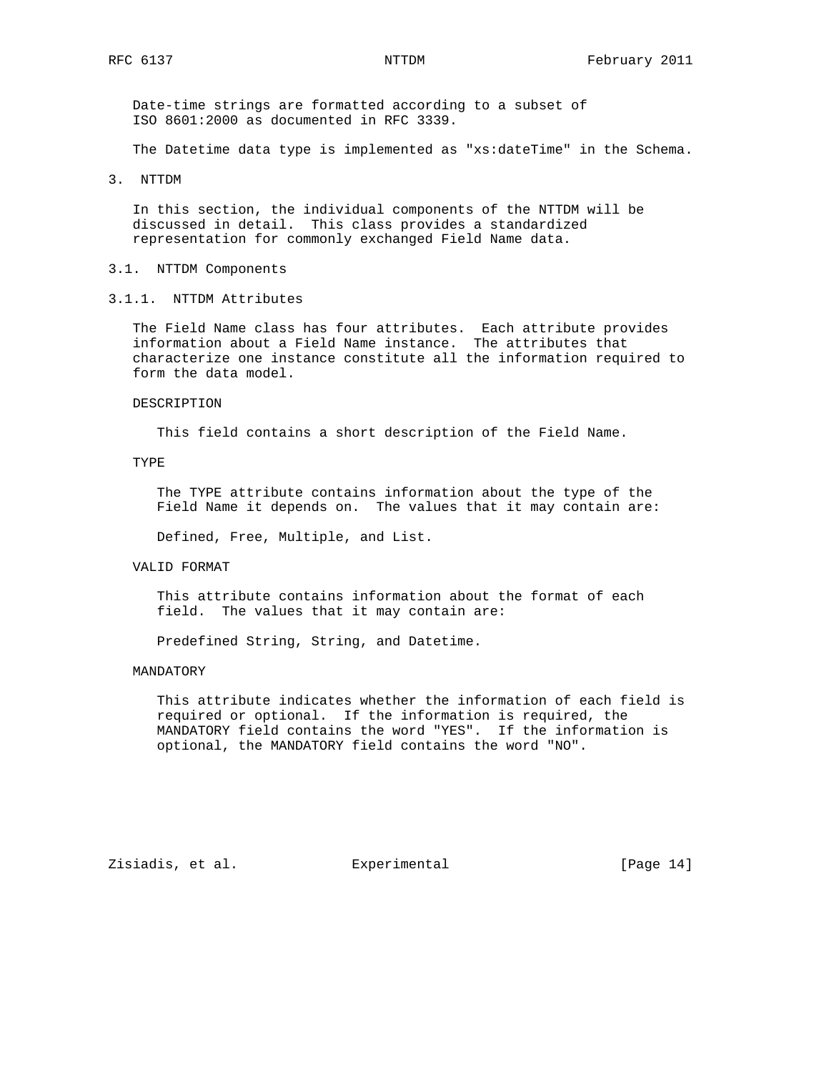Date-time strings are formatted according to a subset of ISO 8601:2000 as documented in RFC 3339.

The Datetime data type is implemented as "xs:dateTime" in the Schema.

# 3. NTTDM

In this section, the individual components of the NTTDM will be discussed in detail. This class provides a standardized representation for commonly exchanged Field Name data.

## 3.1. NTTDM Components

### 3.1.1. NTTDM Attributes

The Field Name class has four attributes. Each attribute provides information about a Field Name instance. The attributes that characterize one instance constitute all the information required to form the data model.

DESCRIPTION

This field contains a short description of the Field Name.

TYPE

The TYPE attribute contains information about the type of the Field Name it depends on. The values that it may contain are:

Defined, Free, Multiple, and List.

VALID FORMAT

This attribute contains information about the format of each field. The values that it may contain are:

Predefined String, String, and Datetime.

MANDATORY

This attribute indicates whether the information of each field is required or optional. If the information is required, the MANDATORY field contains the word "YES". If the information is optional, the MANDATORY field contains the word "NO".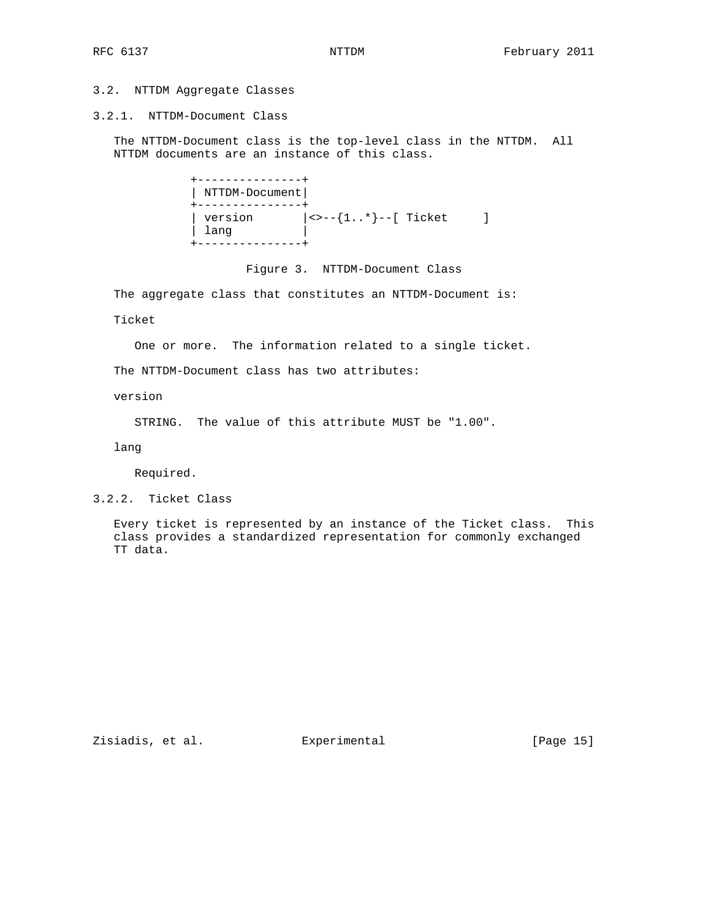### 3.2. NTTDM Aggregate Classes

#### 3.2.1. NTTDM-Document Class

The NTTDM-Document class is the top-level class in the NTTDM. All NTTDM documents are an instance of this class.

```
+---------------+
| NTTDM-Document|
+---------------+
| version       |<>--{1..*}--[ Ticket     ]
| lang          |
+---------------+
```

Figure 3. NTTDM-Document Class

The aggregate class that constitutes an NTTDM-Document is:

Ticket

One or more. The information related to a single ticket.

The NTTDM-Document class has two attributes:

version

STRING. The value of this attribute MUST be "1.00".

lang

Required.

#### 3.2.2. Ticket Class

Every ticket is represented by an instance of the Ticket class. This class provides a standardized representation for commonly exchanged TT data.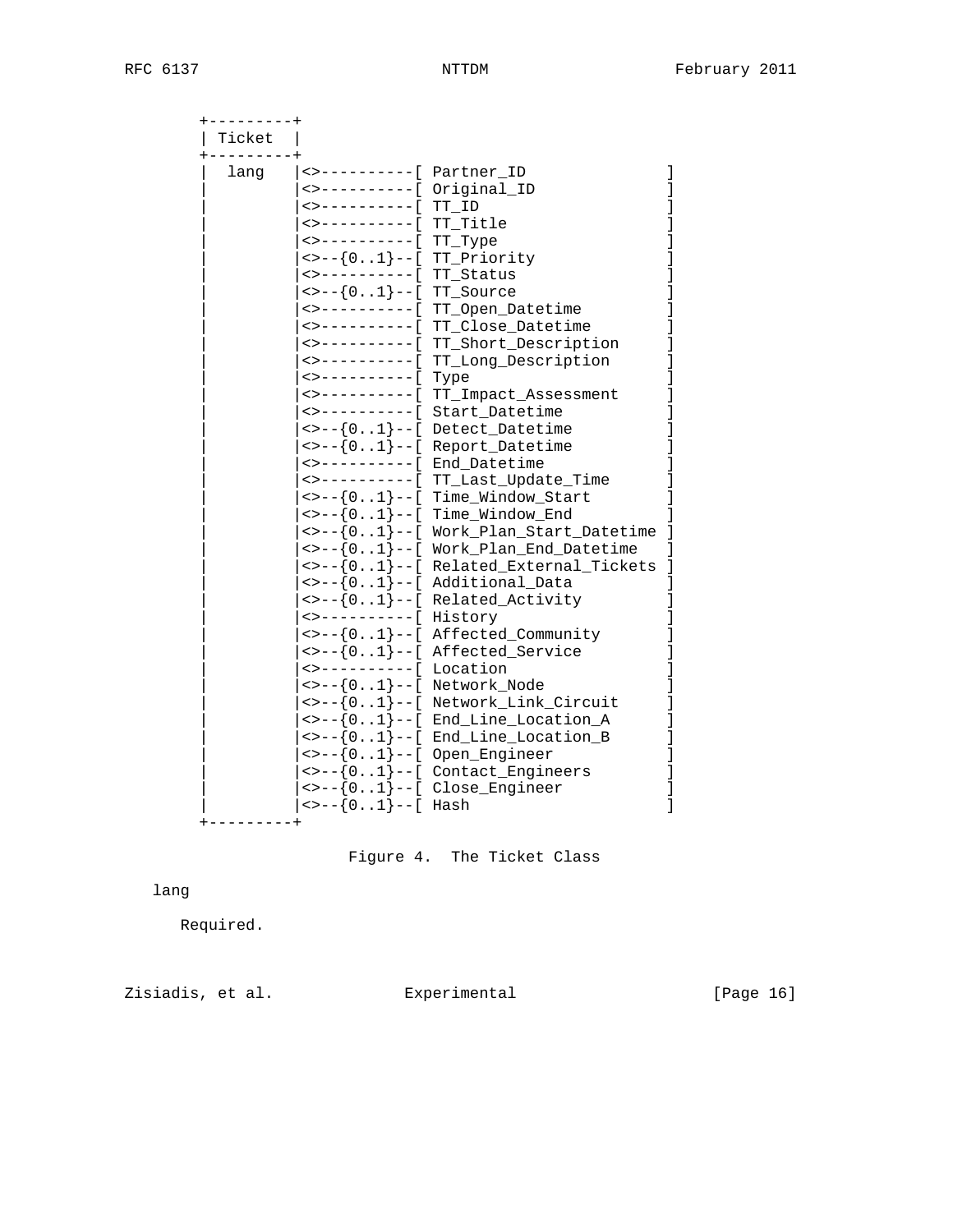```
   +---------+
   | Ticket  |
   +---------+
   |  lang   |<>----------[ Partner_ID                ]
   |         |<>----------[ Original_ID               ]
   |         |<>----------[ TT_ID                     ]
   |         |<>----------[ TT_Title                  ]
   |         |<>----------[ TT_Type                   ]
   |         |<>--{0..1}--[ TT_Priority               ]
   |         |<>----------[ TT_Status                 ]
   |         |<>--{0..1}--[ TT_Source                 ]
   |         |<>----------[ TT_Open_Datetime          ]
   |         |<>----------[ TT_Close_Datetime         ]
   |         |<>----------[ TT_Short_Description      ]
   |         |<>----------[ TT_Long_Description       ]
   |         |<>----------[ Type                      ]
   |         |<>----------[ TT_Impact_Assessment      ]
   |         |<>----------[ Start_Datetime            ]
   |         |<>--{0..1}--[ Detect_Datetime           ]
   |         |<>--{0..1}--[ Report_Datetime           ]
   |         |<>----------[ End_Datetime              ]
   |         |<>----------[ TT_Last_Update_Time       ]
   |         |<>--{0..1}--[ Time_Window_Start         ]
   |         |<>--{0..1}--[ Time_Window_End           ]
   |         |<>--{0..1}--[ Work_Plan_Start_Datetime  ]
   |         |<>--{0..1}--[ Work_Plan_End_Datetime    ]
   |         |<>--{0..1}--[ Related_External_Tickets  ]
   |         |<>--{0..1}--[ Additional_Data           ]
   |         |<>--{0..1}--[ Related_Activity          ]
   |         |<>----------[ History                   ]
   |         |<>--{0..1}--[ Affected_Community        ]
   |         |<>--{0..1}--[ Affected_Service          ]
   |         |<>----------[ Location                  ]
   |         |<>--{0..1}--[ Network_Node              ]
   |         |<>--{0..1}--[ Network_Link_Circuit      ]
   |         |<>--{0..1}--[ End_Line_Location_A       ]
   |         |<>--{0..1}--[ End_Line_Location_B       ]
   |         |<>--{0..1}--[ Open_Engineer             ]
   |         |<>--{0..1}--[ Contact_Engineers         ]
   |         |<>--{0..1}--[ Close_Engineer            ]
   |         |<>--{0..1}--[ Hash                      ]
   +---------+
```

Figure 4.  The Ticket Class

lang

Required.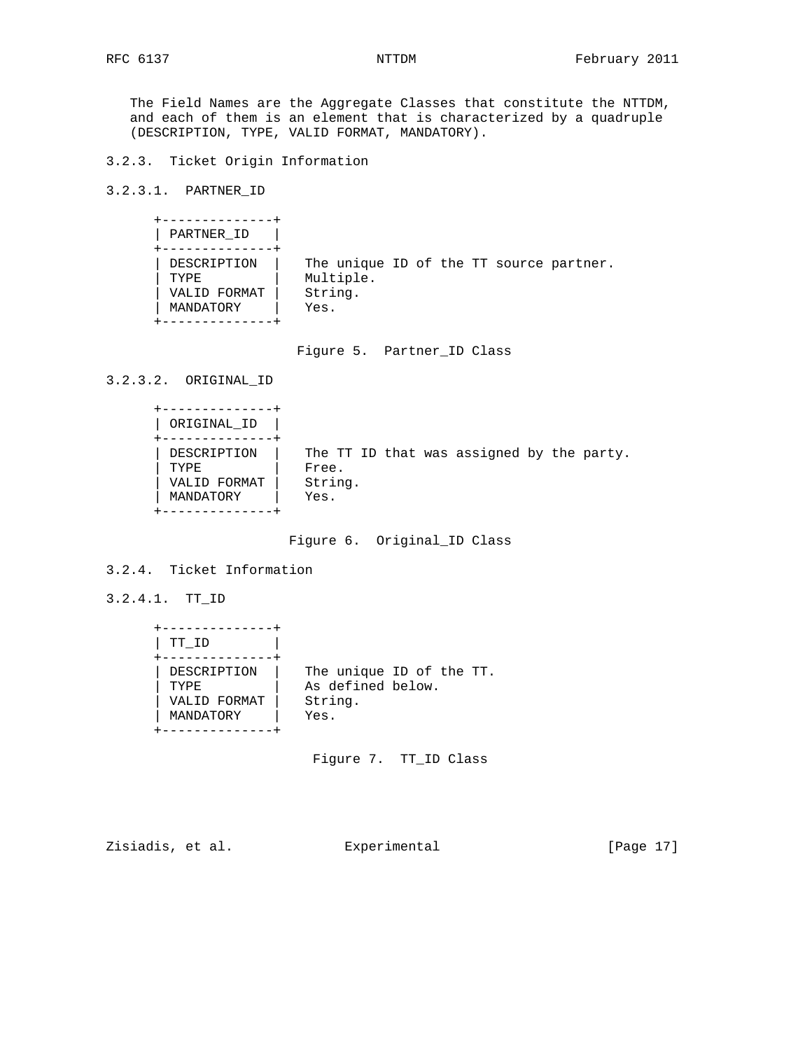The Field Names are the Aggregate Classes that constitute the NTTDM, and each of them is an element that is characterized by a quadruple (DESCRIPTION, TYPE, VALID FORMAT, MANDATORY).

### 3.2.3. Ticket Origin Information

#### 3.2.3.1. PARTNER_ID

| PARTNER_ID | |
|---|---|
| DESCRIPTION | The unique ID of the TT source partner. |
| TYPE | Multiple. |
| VALID FORMAT | String. |
| MANDATORY | Yes. |

Figure 5. Partner_ID Class

#### 3.2.3.2. ORIGINAL_ID

| ORIGINAL_ID | |
|---|---|
| DESCRIPTION | The TT ID that was assigned by the party. |
| TYPE | Free. |
| VALID FORMAT | String. |
| MANDATORY | Yes. |

Figure 6. Original_ID Class

### 3.2.4. Ticket Information

#### 3.2.4.1. TT_ID

| TT_ID | |
|---|---|
| DESCRIPTION | The unique ID of the TT. |
| TYPE | As defined below. |
| VALID FORMAT | String. |
| MANDATORY | Yes. |

Figure 7. TT_ID Class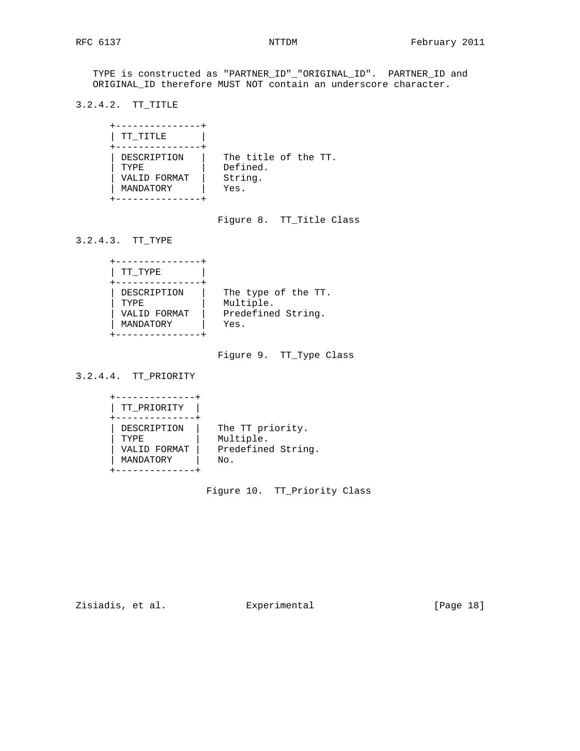TYPE is constructed as "PARTNER_ID"_"ORIGINAL_ID". PARTNER_ID and ORIGINAL_ID therefore MUST NOT contain an underscore character.

#### 3.2.4.2. TT_TITLE

```
+---------------+
| TT_TITLE      |
+---------------+
| DESCRIPTION   |   The title of the TT.
| TYPE          |   Defined.
| VALID FORMAT  |   String.
| MANDATORY     |   Yes.
+---------------+
```

Figure 8. TT_Title Class

#### 3.2.4.3. TT_TYPE

```
+---------------+
| TT_TYPE       |
+---------------+
| DESCRIPTION   |   The type of the TT.
| TYPE          |   Multiple.
| VALID FORMAT  |   Predefined String.
| MANDATORY     |   Yes.
+---------------+
```

Figure 9. TT_Type Class

#### 3.2.4.4. TT_PRIORITY

```
+--------------+
| TT_PRIORITY  |
+--------------+
| DESCRIPTION  |   The TT priority.
| TYPE         |   Multiple.
| VALID FORMAT |   Predefined String.
| MANDATORY    |   No.
+--------------+
```

Figure 10. TT_Priority Class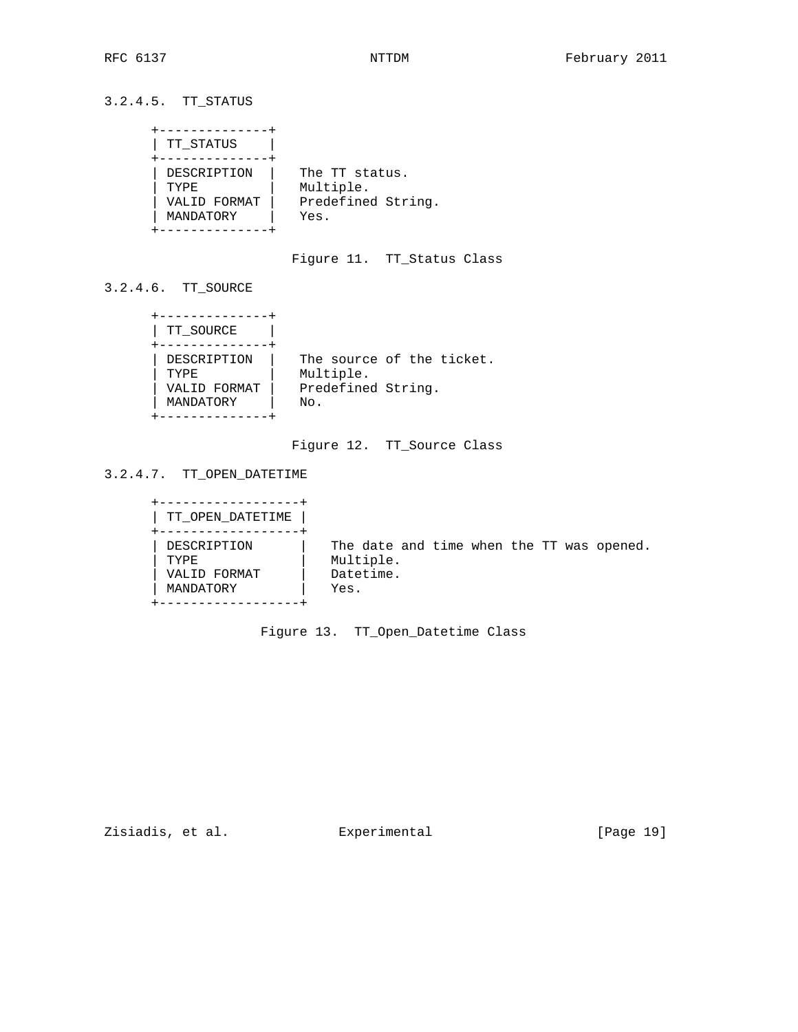### 3.2.4.5. TT_STATUS

```
+--------------+
| TT_STATUS    |
+--------------+
| DESCRIPTION  |   The TT status.
| TYPE         |   Multiple.
| VALID FORMAT |   Predefined String.
| MANDATORY    |   Yes.
+--------------+
```

Figure 11. TT_Status Class

### 3.2.4.6. TT_SOURCE

```
+--------------+
| TT_SOURCE    |
+--------------+
| DESCRIPTION  |   The source of the ticket.
| TYPE         |   Multiple.
| VALID FORMAT |   Predefined String.
| MANDATORY    |   No.
+--------------+
```

Figure 12. TT_Source Class

### 3.2.4.7. TT_OPEN_DATETIME

```
+------------------+
| TT_OPEN_DATETIME |
+------------------+
| DESCRIPTION      |   The date and time when the TT was opened.
| TYPE             |   Multiple.
| VALID FORMAT     |   Datetime.
| MANDATORY        |   Yes.
+------------------+
```

Figure 13. TT_Open_Datetime Class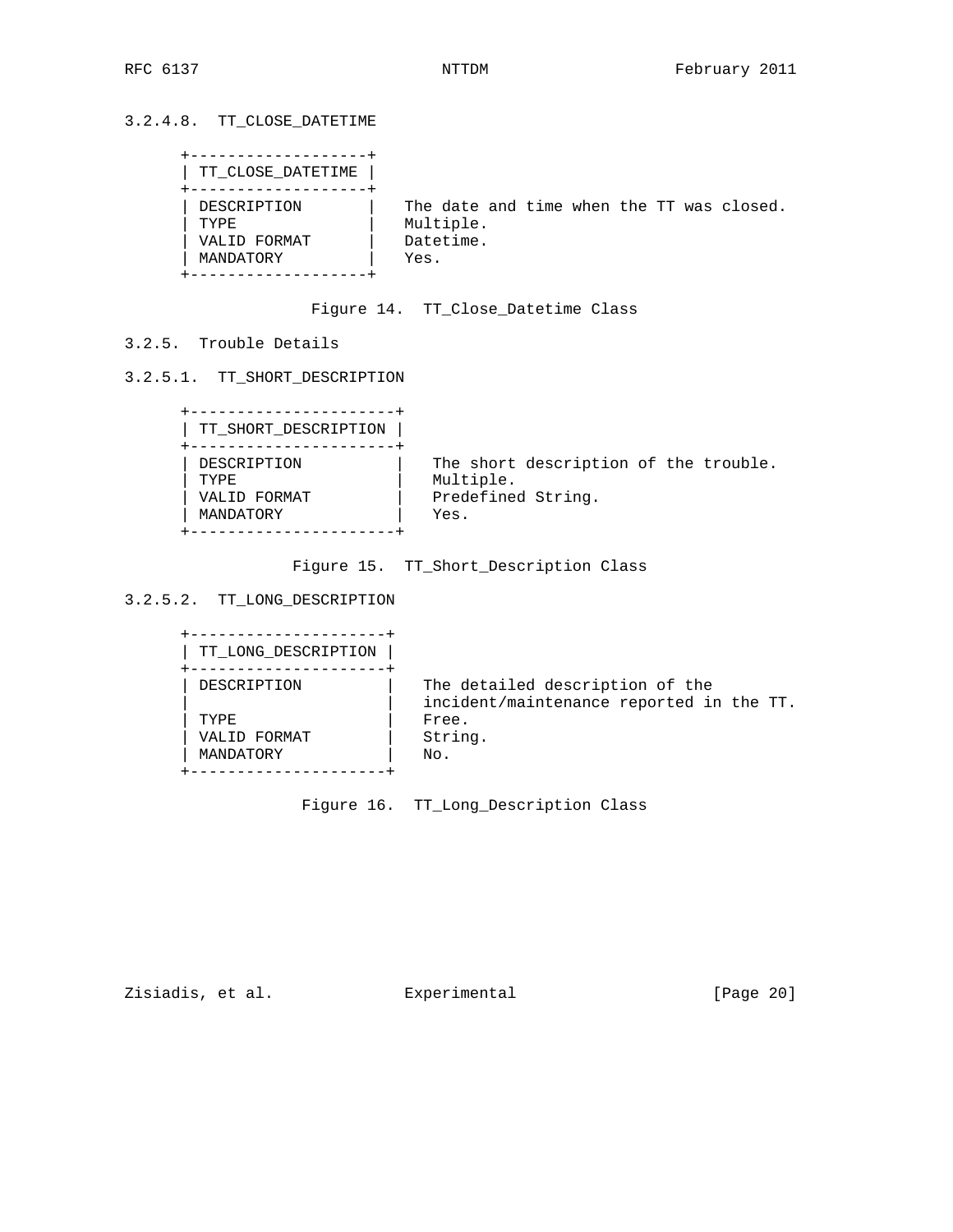#### 3.2.4.8. TT_CLOSE_DATETIME

```
+-------------------+
| TT_CLOSE_DATETIME |
+-------------------+
| DESCRIPTION       |   The date and time when the TT was closed.
| TYPE              |   Multiple.
| VALID FORMAT      |   Datetime.
| MANDATORY         |   Yes.
+-------------------+
```

Figure 14. TT_Close_Datetime Class

### 3.2.5. Trouble Details

#### 3.2.5.1. TT_SHORT_DESCRIPTION

```
+----------------------+
| TT_SHORT_DESCRIPTION |
+----------------------+
| DESCRIPTION          |   The short description of the trouble.
| TYPE                 |   Multiple.
| VALID FORMAT         |   Predefined String.
| MANDATORY            |   Yes.
+----------------------+
```

Figure 15. TT_Short_Description Class

#### 3.2.5.2. TT_LONG_DESCRIPTION

```
+---------------------+
| TT_LONG_DESCRIPTION |
+---------------------+
| DESCRIPTION         |   The detailed description of the
|                     |   incident/maintenance reported in the TT.
| TYPE                |   Free.
| VALID FORMAT        |   String.
| MANDATORY           |   No.
+---------------------+
```

Figure 16. TT_Long_Description Class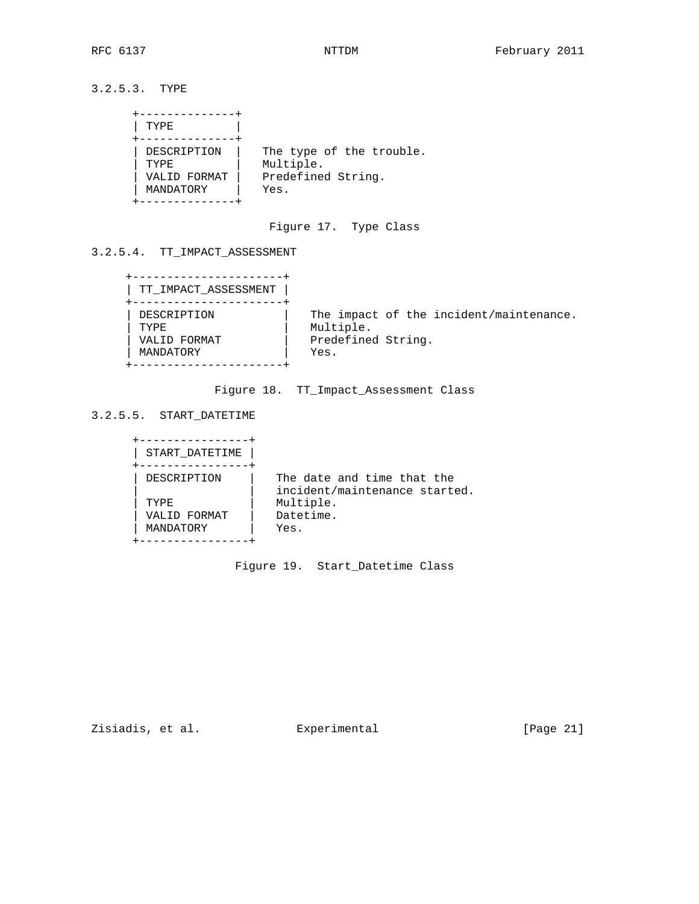### 3.2.5.3. TYPE

```
+--------------+
| TYPE         |
+--------------+
| DESCRIPTION  |   The type of the trouble.
| TYPE         |   Multiple.
| VALID FORMAT |   Predefined String.
| MANDATORY    |   Yes.
+--------------+
```

Figure 17. Type Class

### 3.2.5.4. TT_IMPACT_ASSESSMENT

```
+----------------------+
| TT_IMPACT_ASSESSMENT |
+----------------------+
| DESCRIPTION          |   The impact of the incident/maintenance.
| TYPE                 |   Multiple.
| VALID FORMAT         |   Predefined String.
| MANDATORY            |   Yes.
+----------------------+
```

Figure 18. TT_Impact_Assessment Class

### 3.2.5.5. START_DATETIME

```
+----------------+
| START_DATETIME |
+----------------+
| DESCRIPTION    |   The date and time that the
|                |   incident/maintenance started.
| TYPE           |   Multiple.
| VALID FORMAT   |   Datetime.
| MANDATORY      |   Yes.
+----------------+
```

Figure 19. Start_Datetime Class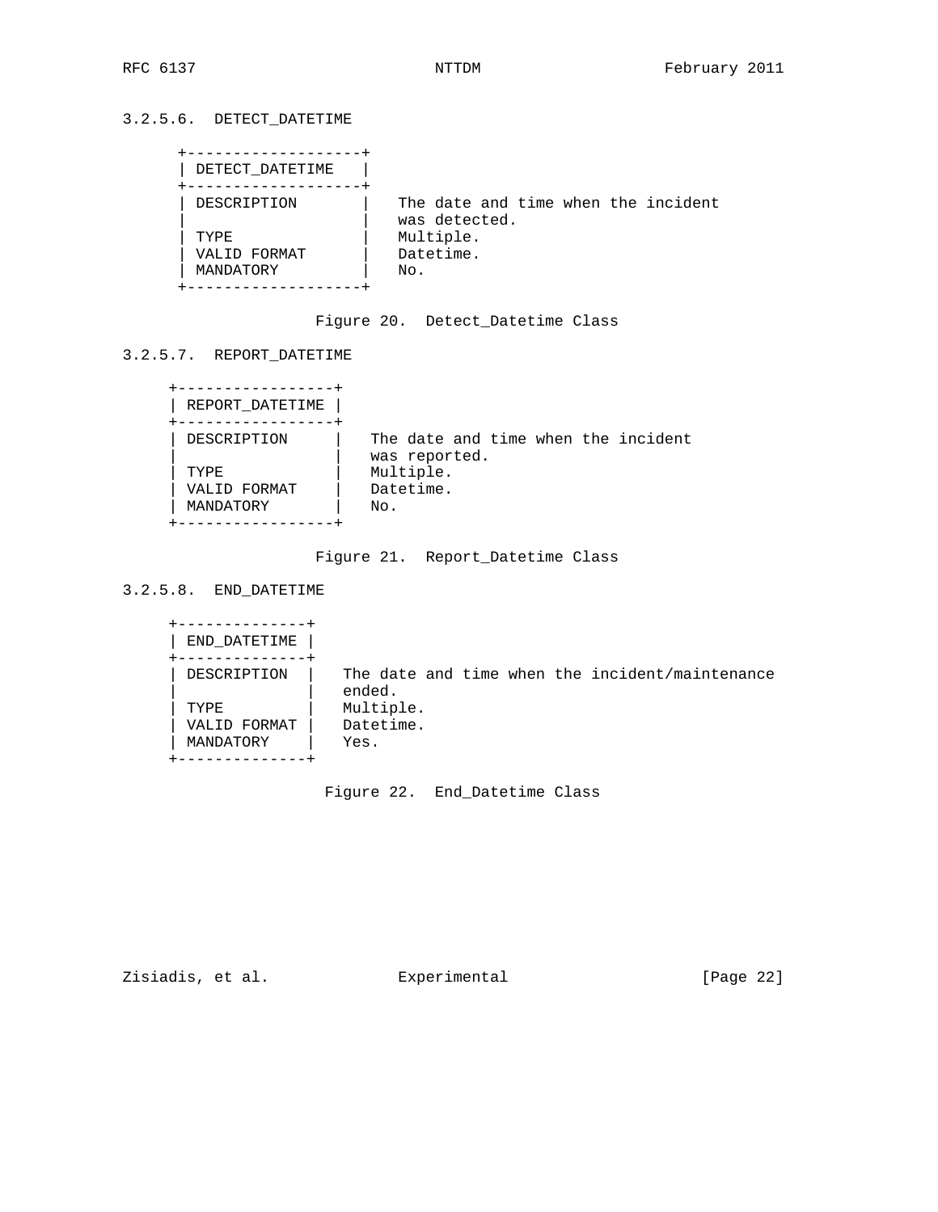### 3.2.5.6. DETECT_DATETIME

```
 +-------------------+
 | DETECT_DATETIME   |
 +-------------------+
 | DESCRIPTION       |   The date and time when the incident
 |                   |   was detected.
 | TYPE              |   Multiple.
 | VALID FORMAT      |   Datetime.
 | MANDATORY         |   No.
 +-------------------+
```

Figure 20. Detect_Datetime Class

### 3.2.5.7. REPORT_DATETIME

```
 +-----------------+
 | REPORT_DATETIME |
 +-----------------+
 | DESCRIPTION     |   The date and time when the incident
 |                 |   was reported.
 | TYPE            |   Multiple.
 | VALID FORMAT    |   Datetime.
 | MANDATORY       |   No.
 +-----------------+
```

Figure 21. Report_Datetime Class

### 3.2.5.8. END_DATETIME

```
 +--------------+
 | END_DATETIME |
 +--------------+
 | DESCRIPTION  |   The date and time when the incident/maintenance
 |              |   ended.
 | TYPE         |   Multiple.
 | VALID FORMAT |   Datetime.
 | MANDATORY    |   Yes.
 +--------------+
```

Figure 22. End_Datetime Class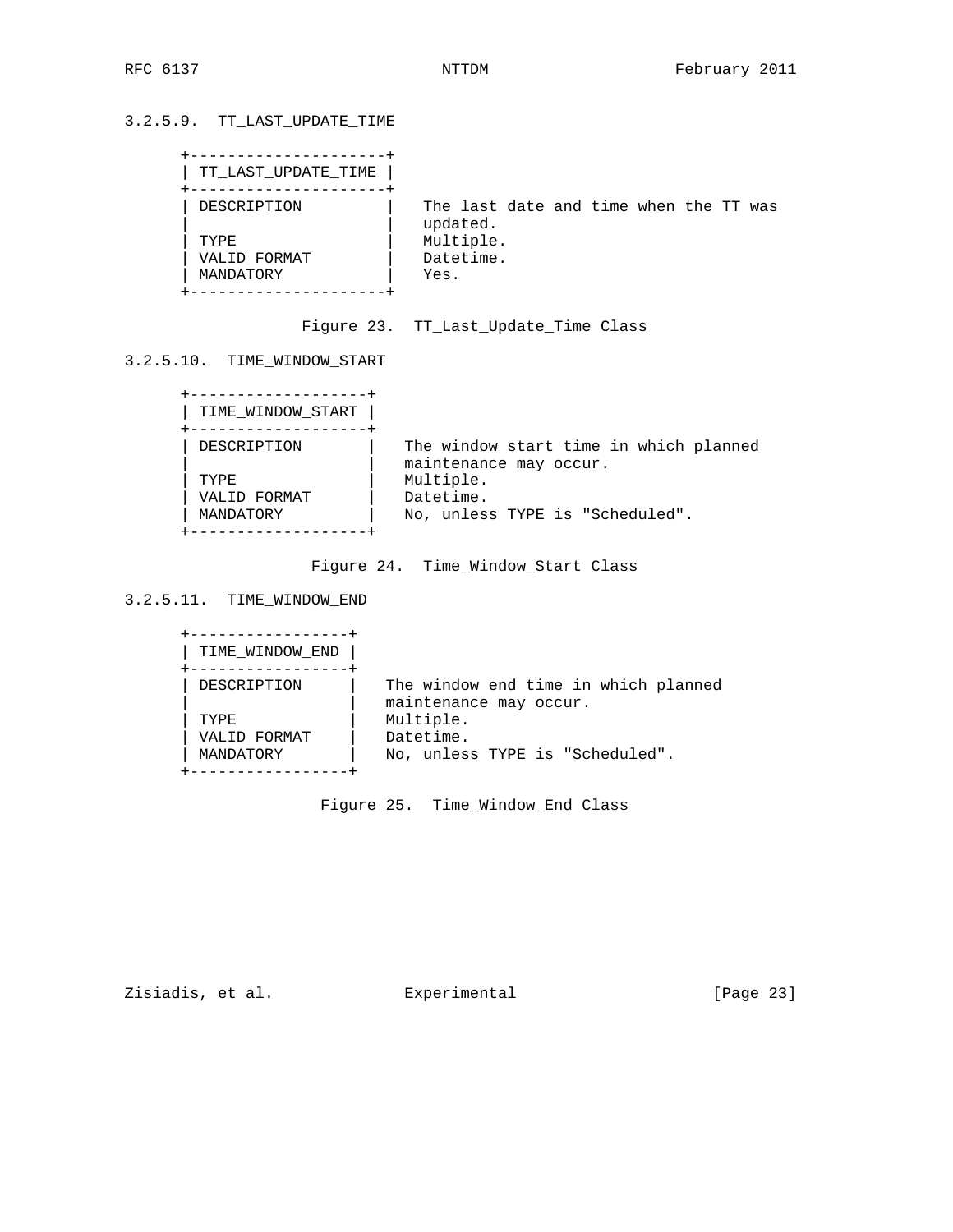### 3.2.5.9. TT_LAST_UPDATE_TIME

```
+---------------------+
| TT_LAST_UPDATE_TIME |
+---------------------+
| DESCRIPTION         |   The last date and time when the TT was
|                     |   updated.
| TYPE                |   Multiple.
| VALID FORMAT        |   Datetime.
| MANDATORY           |   Yes.
+---------------------+
```

Figure 23. TT_Last_Update_Time Class

### 3.2.5.10. TIME_WINDOW_START

```
+-------------------+
| TIME_WINDOW_START |
+-------------------+
| DESCRIPTION       |   The window start time in which planned
|                   |   maintenance may occur.
| TYPE              |   Multiple.
| VALID FORMAT      |   Datetime.
| MANDATORY         |   No, unless TYPE is "Scheduled".
+-------------------+
```

Figure 24. Time_Window_Start Class

### 3.2.5.11. TIME_WINDOW_END

```
+-----------------+
| TIME_WINDOW_END |
+-----------------+
| DESCRIPTION     |   The window end time in which planned
|                 |   maintenance may occur.
| TYPE            |   Multiple.
| VALID FORMAT    |   Datetime.
| MANDATORY       |   No, unless TYPE is "Scheduled".
+-----------------+
```

Figure 25. Time_Window_End Class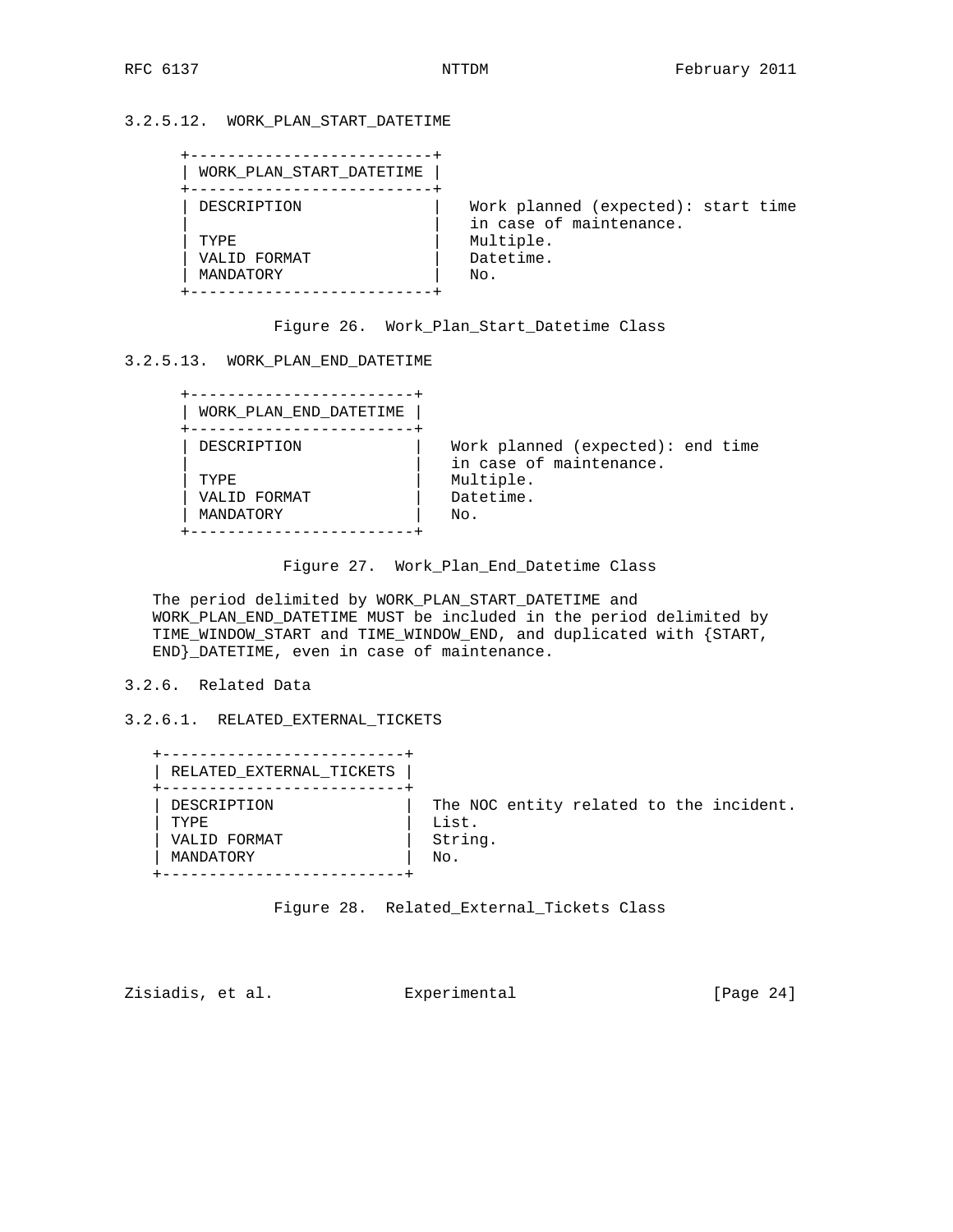### 3.2.5.12. WORK_PLAN_START_DATETIME

```
+--------------------------+
| WORK_PLAN_START_DATETIME |
+--------------------------+
| DESCRIPTION              |   Work planned (expected): start time
|                          |   in case of maintenance.
| TYPE                     |   Multiple.
| VALID FORMAT             |   Datetime.
| MANDATORY                |   No.
+--------------------------+
```

Figure 26. Work_Plan_Start_Datetime Class

### 3.2.5.13. WORK_PLAN_END_DATETIME

```
+------------------------+
| WORK_PLAN_END_DATETIME |
+------------------------+
| DESCRIPTION            |   Work planned (expected): end time
|                        |   in case of maintenance.
| TYPE                   |   Multiple.
| VALID FORMAT           |   Datetime.
| MANDATORY              |   No.
+------------------------+
```

Figure 27. Work_Plan_End_Datetime Class

The period delimited by WORK_PLAN_START_DATETIME and WORK_PLAN_END_DATETIME MUST be included in the period delimited by TIME_WINDOW_START and TIME_WINDOW_END, and duplicated with {START, END}_DATETIME, even in case of maintenance.

## 3.2.6. Related Data

### 3.2.6.1. RELATED_EXTERNAL_TICKETS

```
+--------------------------+
| RELATED_EXTERNAL_TICKETS |
+--------------------------+
| DESCRIPTION              |  The NOC entity related to the incident.
| TYPE                     |  List.
| VALID FORMAT             |  String.
| MANDATORY                |  No.
+--------------------------+
```

Figure 28. Related_External_Tickets Class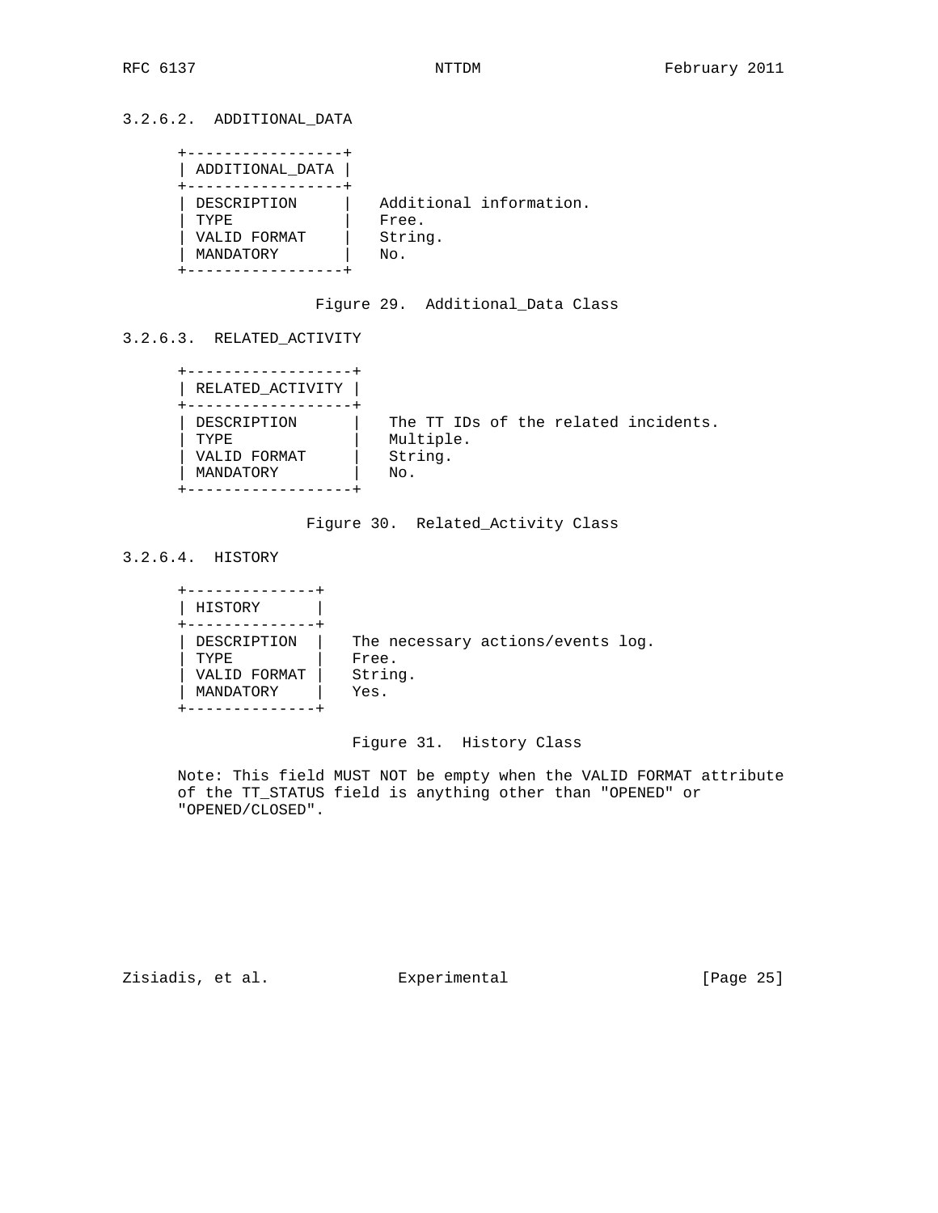### 3.2.6.2. ADDITIONAL_DATA

```
+-----------------+
| ADDITIONAL_DATA |
+-----------------+
| DESCRIPTION     |   Additional information.
| TYPE            |   Free.
| VALID FORMAT    |   String.
| MANDATORY       |   No.
+-----------------+
```

Figure 29. Additional_Data Class

### 3.2.6.3. RELATED_ACTIVITY

```
+------------------+
| RELATED_ACTIVITY |
+------------------+
| DESCRIPTION      |   The TT IDs of the related incidents.
| TYPE             |   Multiple.
| VALID FORMAT     |   String.
| MANDATORY        |   No.
+------------------+
```

Figure 30. Related_Activity Class

### 3.2.6.4. HISTORY

```
+--------------+
| HISTORY      |
+--------------+
| DESCRIPTION  |   The necessary actions/events log.
| TYPE         |   Free.
| VALID FORMAT |   String.
| MANDATORY    |   Yes.
+--------------+
```

Figure 31. History Class

Note: This field MUST NOT be empty when the VALID FORMAT attribute of the TT_STATUS field is anything other than "OPENED" or "OPENED/CLOSED".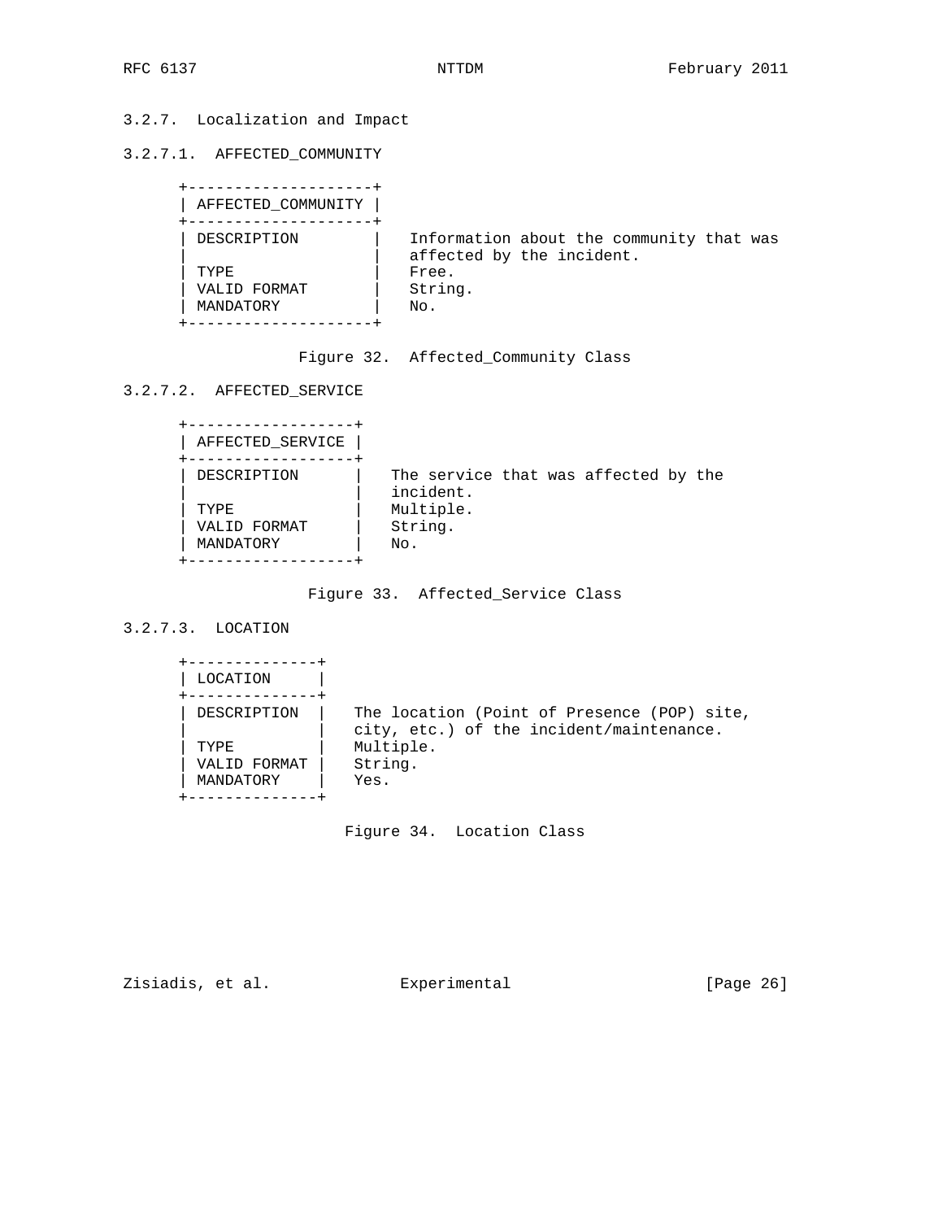### 3.2.7. Localization and Impact

#### 3.2.7.1. AFFECTED_COMMUNITY

```
+--------------------+
| AFFECTED_COMMUNITY |
+--------------------+
| DESCRIPTION        |   Information about the community that was
|                    |   affected by the incident.
| TYPE               |   Free.
| VALID FORMAT       |   String.
| MANDATORY          |   No.
+--------------------+
```

Figure 32. Affected_Community Class

#### 3.2.7.2. AFFECTED_SERVICE

```
+------------------+
| AFFECTED_SERVICE |
+------------------+
| DESCRIPTION      |   The service that was affected by the
|                  |   incident.
| TYPE             |   Multiple.
| VALID FORMAT     |   String.
| MANDATORY        |   No.
+------------------+
```

Figure 33. Affected_Service Class

#### 3.2.7.3. LOCATION

```
+--------------+
| LOCATION     |
+--------------+
| DESCRIPTION  |   The location (Point of Presence (POP) site,
|              |   city, etc.) of the incident/maintenance.
| TYPE         |   Multiple.
| VALID FORMAT |   String.
| MANDATORY    |   Yes.
+--------------+
```

Figure 34. Location Class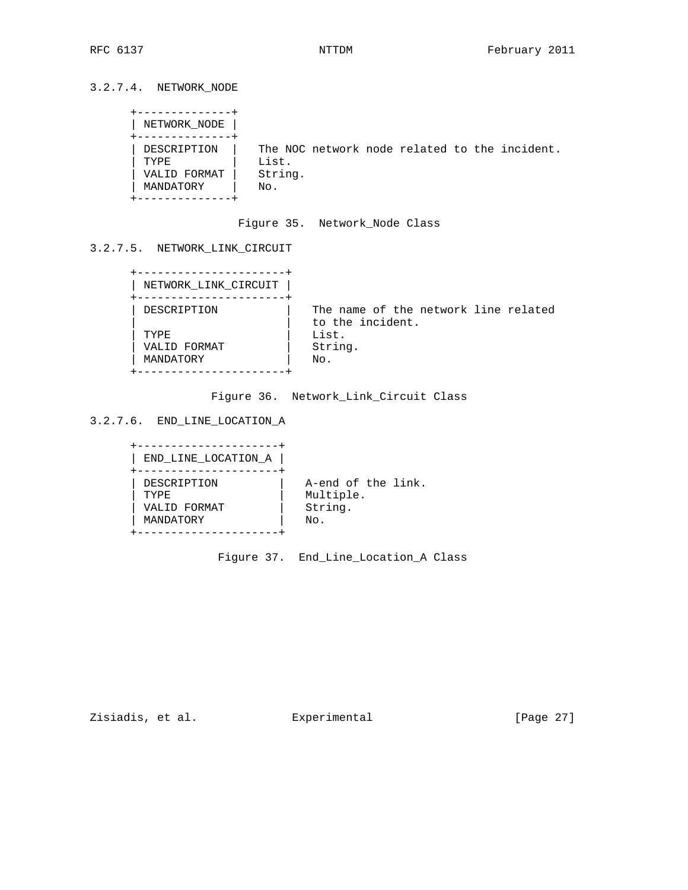### 3.2.7.4. NETWORK_NODE

```
+--------------+
| NETWORK_NODE |
+--------------+
| DESCRIPTION  |   The NOC network node related to the incident.
| TYPE         |   List.
| VALID FORMAT |   String.
| MANDATORY    |   No.
+--------------+
```

Figure 35. Network_Node Class

### 3.2.7.5. NETWORK_LINK_CIRCUIT

```
+----------------------+
| NETWORK_LINK_CIRCUIT |
+----------------------+
| DESCRIPTION          |   The name of the network line related
|                      |   to the incident.
| TYPE                 |   List.
| VALID FORMAT         |   String.
| MANDATORY            |   No.
+----------------------+
```

Figure 36. Network_Link_Circuit Class

### 3.2.7.6. END_LINE_LOCATION_A

```
+---------------------+
| END_LINE_LOCATION_A |
+---------------------+
| DESCRIPTION         |   A-end of the link.
| TYPE                |   Multiple.
| VALID FORMAT        |   String.
| MANDATORY           |   No.
+---------------------+
```

Figure 37. End_Line_Location_A Class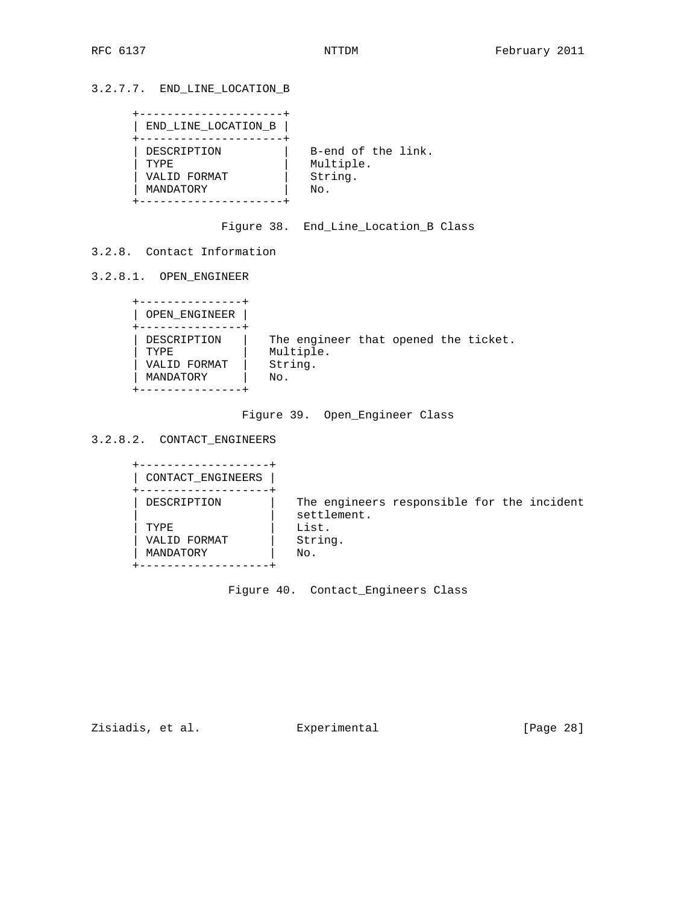#### 3.2.7.7. END_LINE_LOCATION_B

```
+---------------------+
| END_LINE_LOCATION_B |
+---------------------+
| DESCRIPTION         |   B-end of the link.
| TYPE                |   Multiple.
| VALID FORMAT        |   String.
| MANDATORY           |   No.
+---------------------+
```

Figure 38. End_Line_Location_B Class

### 3.2.8. Contact Information

#### 3.2.8.1. OPEN_ENGINEER

```
+---------------+
| OPEN_ENGINEER |
+---------------+
| DESCRIPTION   |   The engineer that opened the ticket.
| TYPE          |   Multiple.
| VALID FORMAT  |   String.
| MANDATORY     |   No.
+---------------+
```

Figure 39. Open_Engineer Class

#### 3.2.8.2. CONTACT_ENGINEERS

```
+-------------------+
| CONTACT_ENGINEERS |
+-------------------+
| DESCRIPTION       |   The engineers responsible for the incident
|                   |   settlement.
| TYPE              |   List.
| VALID FORMAT      |   String.
| MANDATORY         |   No.
+-------------------+
```

Figure 40. Contact_Engineers Class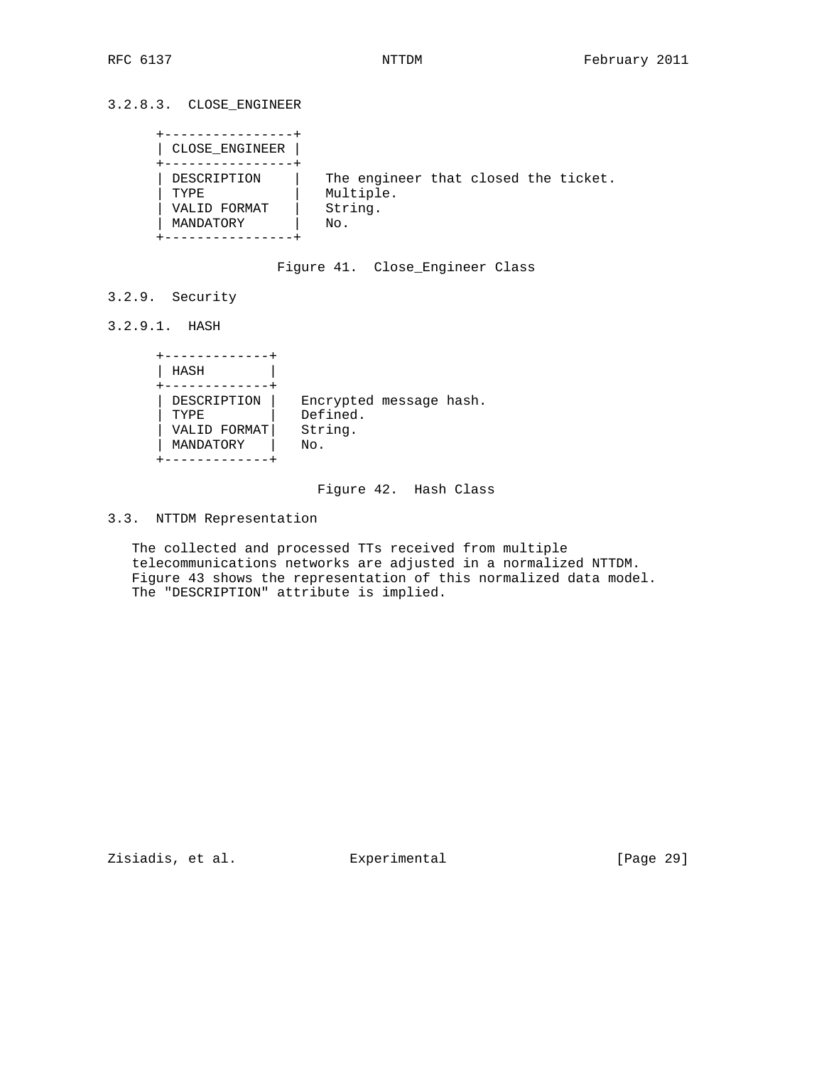### 3.2.8.3. CLOSE_ENGINEER

```
+----------------+
| CLOSE_ENGINEER |
+----------------+
| DESCRIPTION    |   The engineer that closed the ticket.
| TYPE           |   Multiple.
| VALID FORMAT   |   String.
| MANDATORY      |   No.
+----------------+
```

Figure 41. Close_Engineer Class

### 3.2.9. Security

#### 3.2.9.1. HASH

```
+-------------+
| HASH        |
+-------------+
| DESCRIPTION |   Encrypted message hash.
| TYPE        |   Defined.
| VALID FORMAT|   String.
| MANDATORY   |   No.
+-------------+
```

Figure 42. Hash Class

## 3.3. NTTDM Representation

The collected and processed TTs received from multiple telecommunications networks are adjusted in a normalized NTTDM. Figure 43 shows the representation of this normalized data model. The "DESCRIPTION" attribute is implied.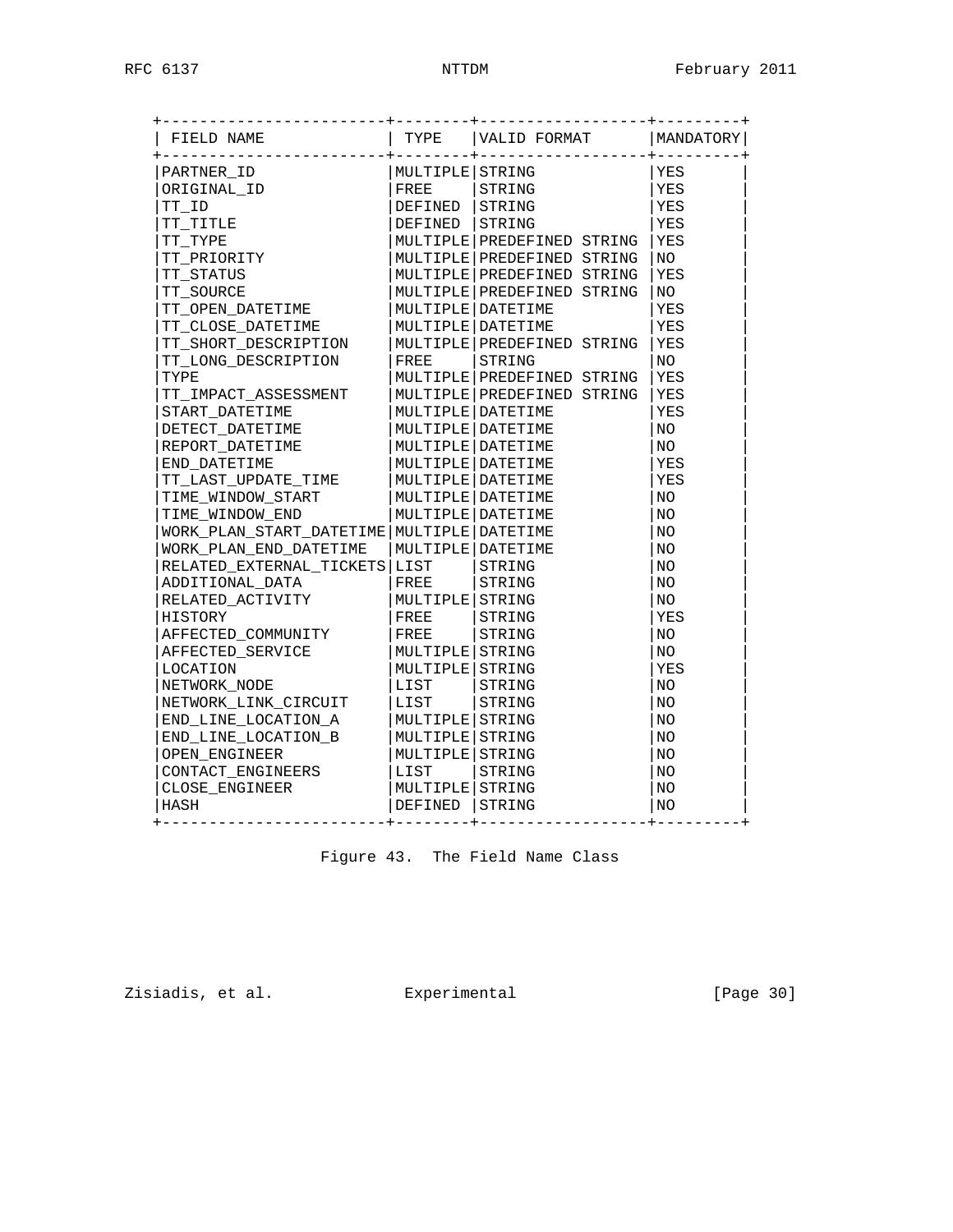| FIELD NAME | TYPE | VALID FORMAT | MANDATORY |
|---|---|---|---|
| PARTNER_ID | MULTIPLE | STRING | YES |
| ORIGINAL_ID | FREE | STRING | YES |
| TT_ID | DEFINED | STRING | YES |
| TT_TITLE | DEFINED | STRING | YES |
| TT_TYPE | MULTIPLE | PREDEFINED STRING | YES |
| TT_PRIORITY | MULTIPLE | PREDEFINED STRING | NO |
| TT_STATUS | MULTIPLE | PREDEFINED STRING | YES |
| TT_SOURCE | MULTIPLE | PREDEFINED STRING | NO |
| TT_OPEN_DATETIME | MULTIPLE | DATETIME | YES |
| TT_CLOSE_DATETIME | MULTIPLE | DATETIME | YES |
| TT_SHORT_DESCRIPTION | MULTIPLE | PREDEFINED STRING | YES |
| TT_LONG_DESCRIPTION | FREE | STRING | NO |
| TYPE | MULTIPLE | PREDEFINED STRING | YES |
| TT_IMPACT_ASSESSMENT | MULTIPLE | PREDEFINED STRING | YES |
| START_DATETIME | MULTIPLE | DATETIME | YES |
| DETECT_DATETIME | MULTIPLE | DATETIME | NO |
| REPORT_DATETIME | MULTIPLE | DATETIME | NO |
| END_DATETIME | MULTIPLE | DATETIME | YES |
| TT_LAST_UPDATE_TIME | MULTIPLE | DATETIME | YES |
| TIME_WINDOW_START | MULTIPLE | DATETIME | NO |
| TIME_WINDOW_END | MULTIPLE | DATETIME | NO |
| WORK_PLAN_START_DATETIME | MULTIPLE | DATETIME | NO |
| WORK_PLAN_END_DATETIME | MULTIPLE | DATETIME | NO |
| RELATED_EXTERNAL_TICKETS | LIST | STRING | NO |
| ADDITIONAL_DATA | FREE | STRING | NO |
| RELATED_ACTIVITY | MULTIPLE | STRING | NO |
| HISTORY | FREE | STRING | YES |
| AFFECTED_COMMUNITY | FREE | STRING | NO |
| AFFECTED_SERVICE | MULTIPLE | STRING | NO |
| LOCATION | MULTIPLE | STRING | YES |
| NETWORK_NODE | LIST | STRING | NO |
| NETWORK_LINK_CIRCUIT | LIST | STRING | NO |
| END_LINE_LOCATION_A | MULTIPLE | STRING | NO |
| END_LINE_LOCATION_B | MULTIPLE | STRING | NO |
| OPEN_ENGINEER | MULTIPLE | STRING | NO |
| CONTACT_ENGINEERS | LIST | STRING | NO |
| CLOSE_ENGINEER | MULTIPLE | STRING | NO |
| HASH | DEFINED | STRING | NO |

Figure 43. The Field Name Class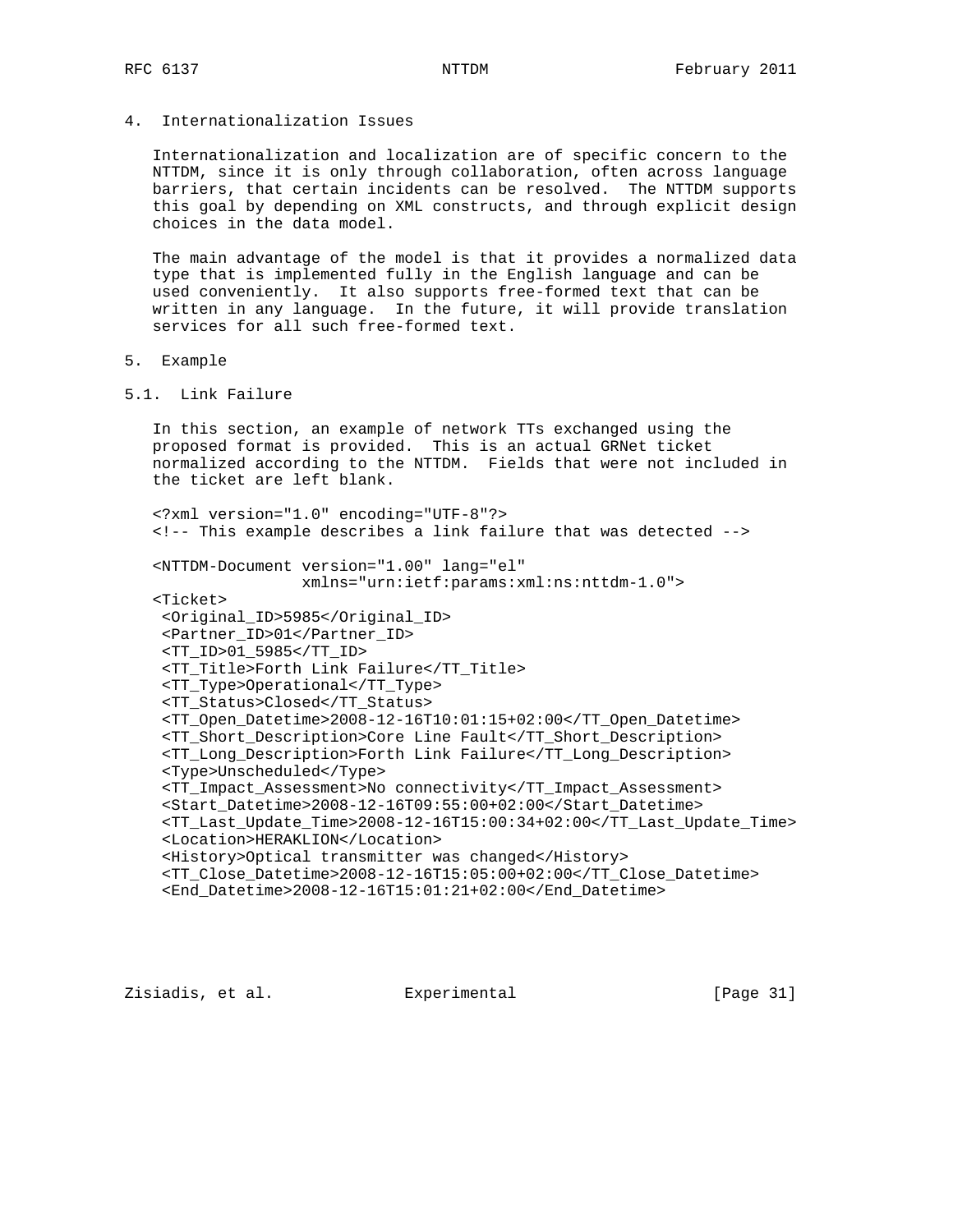# 4. Internationalization Issues

Internationalization and localization are of specific concern to the NTTDM, since it is only through collaboration, often across language barriers, that certain incidents can be resolved. The NTTDM supports this goal by depending on XML constructs, and through explicit design choices in the data model.

The main advantage of the model is that it provides a normalized data type that is implemented fully in the English language and can be used conveniently. It also supports free-formed text that can be written in any language. In the future, it will provide translation services for all such free-formed text.

# 5. Example

## 5.1. Link Failure

In this section, an example of network TTs exchanged using the proposed format is provided. This is an actual GRNet ticket normalized according to the NTTDM. Fields that were not included in the ticket are left blank.

```
<?xml version="1.0" encoding="UTF-8"?>
<!-- This example describes a link failure that was detected -->

<NTTDM-Document version="1.00" lang="el"
                xmlns="urn:ietf:params:xml:ns:nttdm-1.0">
<Ticket>
 <Original_ID>5985</Original_ID>
 <Partner_ID>01</Partner_ID>
 <TT_ID>01_5985</TT_ID>
 <TT_Title>Forth Link Failure</TT_Title>
 <TT_Type>Operational</TT_Type>
 <TT_Status>Closed</TT_Status>
 <TT_Open_Datetime>2008-12-16T10:01:15+02:00</TT_Open_Datetime>
 <TT_Short_Description>Core Line Fault</TT_Short_Description>
 <TT_Long_Description>Forth Link Failure</TT_Long_Description>
 <Type>Unscheduled</Type>
 <TT_Impact_Assessment>No connectivity</TT_Impact_Assessment>
 <Start_Datetime>2008-12-16T09:55:00+02:00</Start_Datetime>
 <TT_Last_Update_Time>2008-12-16T15:00:34+02:00</TT_Last_Update_Time>
 <Location>HERAKLION</Location>
 <History>Optical transmitter was changed</History>
 <TT_Close_Datetime>2008-12-16T15:05:00+02:00</TT_Close_Datetime>
 <End_Datetime>2008-12-16T15:01:21+02:00</End_Datetime>
```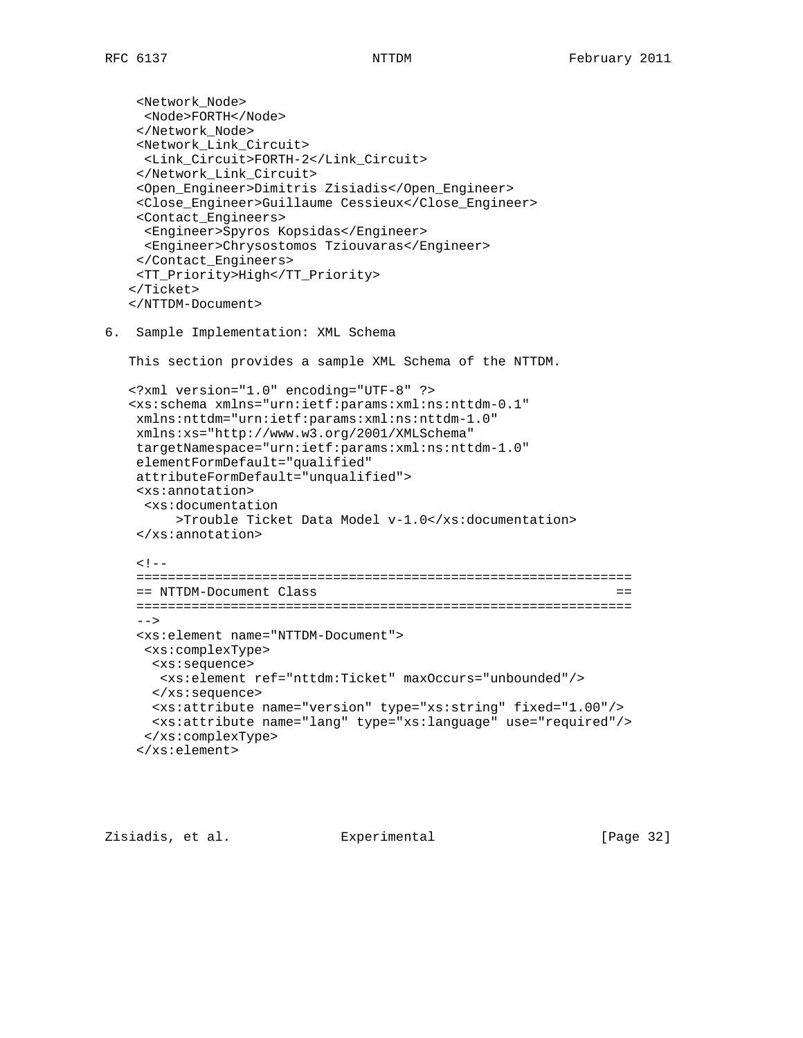```
 <Network_Node>
  <Node>FORTH</Node>
 </Network_Node>
 <Network_Link_Circuit>
  <Link_Circuit>FORTH-2</Link_Circuit>
 </Network_Link_Circuit>
 <Open_Engineer>Dimitris Zisiadis</Open_Engineer>
 <Close_Engineer>Guillaume Cessieux</Close_Engineer>
 <Contact_Engineers>
  <Engineer>Spyros Kopsidas</Engineer>
  <Engineer>Chrysostomos Tziouvaras</Engineer>
 </Contact_Engineers>
 <TT_Priority>High</TT_Priority>
</Ticket>
</NTTDM-Document>
```

## 6. Sample Implementation: XML Schema

This section provides a sample XML Schema of the NTTDM.

```
<?xml version="1.0" encoding="UTF-8" ?>
<xs:schema xmlns="urn:ietf:params:xml:ns:nttdm-0.1"
 xmlns:nttdm="urn:ietf:params:xml:ns:nttdm-1.0"
 xmlns:xs="http://www.w3.org/2001/XMLSchema"
 targetNamespace="urn:ietf:params:xml:ns:nttdm-1.0"
 elementFormDefault="qualified"
 attributeFormDefault="unqualified">
 <xs:annotation>
  <xs:documentation
      >Trouble Ticket Data Model v-1.0</xs:documentation>
 </xs:annotation>

 <!--
 ================================================================
 == NTTDM-Document Class                                       ==
 ================================================================
 -->
 <xs:element name="NTTDM-Document">
  <xs:complexType>
   <xs:sequence>
    <xs:element ref="nttdm:Ticket" maxOccurs="unbounded"/>
   </xs:sequence>
   <xs:attribute name="version" type="xs:string" fixed="1.00"/>
   <xs:attribute name="lang" type="xs:language" use="required"/>
  </xs:complexType>
 </xs:element>
```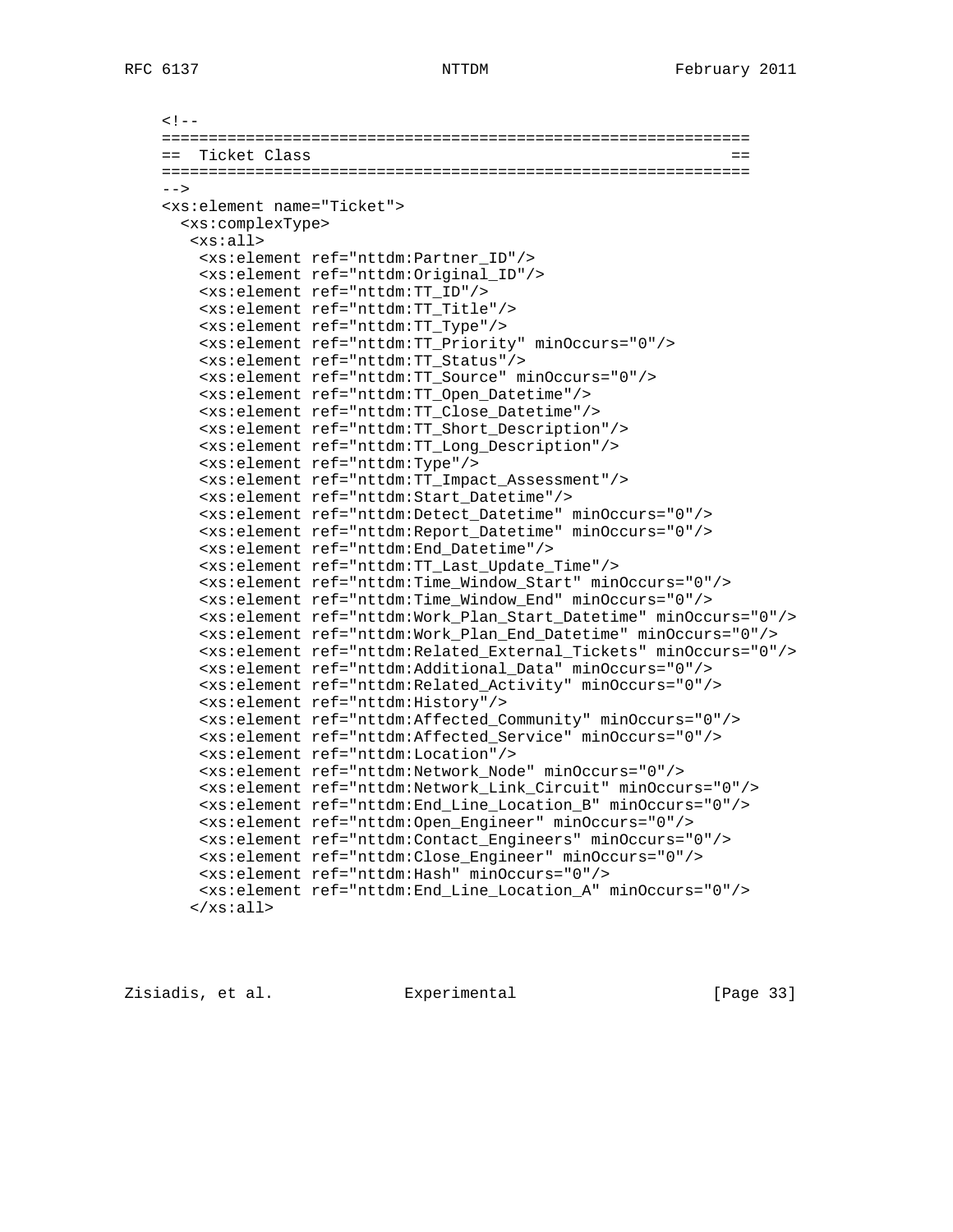```
<!--
==============================================================
==  Ticket Class                                            ==
==============================================================
-->
<xs:element name="Ticket">
  <xs:complexType>
   <xs:all>
    <xs:element ref="nttdm:Partner_ID"/>
    <xs:element ref="nttdm:Original_ID"/>
    <xs:element ref="nttdm:TT_ID"/>
    <xs:element ref="nttdm:TT_Title"/>
    <xs:element ref="nttdm:TT_Type"/>
    <xs:element ref="nttdm:TT_Priority" minOccurs="0"/>
    <xs:element ref="nttdm:TT_Status"/>
    <xs:element ref="nttdm:TT_Source" minOccurs="0"/>
    <xs:element ref="nttdm:TT_Open_Datetime"/>
    <xs:element ref="nttdm:TT_Close_Datetime"/>
    <xs:element ref="nttdm:TT_Short_Description"/>
    <xs:element ref="nttdm:TT_Long_Description"/>
    <xs:element ref="nttdm:Type"/>
    <xs:element ref="nttdm:TT_Impact_Assessment"/>
    <xs:element ref="nttdm:Start_Datetime"/>
    <xs:element ref="nttdm:Detect_Datetime" minOccurs="0"/>
    <xs:element ref="nttdm:Report_Datetime" minOccurs="0"/>
    <xs:element ref="nttdm:End_Datetime"/>
    <xs:element ref="nttdm:TT_Last_Update_Time"/>
    <xs:element ref="nttdm:Time_Window_Start" minOccurs="0"/>
    <xs:element ref="nttdm:Time_Window_End" minOccurs="0"/>
    <xs:element ref="nttdm:Work_Plan_Start_Datetime" minOccurs="0"/>
    <xs:element ref="nttdm:Work_Plan_End_Datetime" minOccurs="0"/>
    <xs:element ref="nttdm:Related_External_Tickets" minOccurs="0"/>
    <xs:element ref="nttdm:Additional_Data" minOccurs="0"/>
    <xs:element ref="nttdm:Related_Activity" minOccurs="0"/>
    <xs:element ref="nttdm:History"/>
    <xs:element ref="nttdm:Affected_Community" minOccurs="0"/>
    <xs:element ref="nttdm:Affected_Service" minOccurs="0"/>
    <xs:element ref="nttdm:Location"/>
    <xs:element ref="nttdm:Network_Node" minOccurs="0"/>
    <xs:element ref="nttdm:Network_Link_Circuit" minOccurs="0"/>
    <xs:element ref="nttdm:End_Line_Location_B" minOccurs="0"/>
    <xs:element ref="nttdm:Open_Engineer" minOccurs="0"/>
    <xs:element ref="nttdm:Contact_Engineers" minOccurs="0"/>
    <xs:element ref="nttdm:Close_Engineer" minOccurs="0"/>
    <xs:element ref="nttdm:Hash" minOccurs="0"/>
    <xs:element ref="nttdm:End_Line_Location_A" minOccurs="0"/>
   </xs:all>
```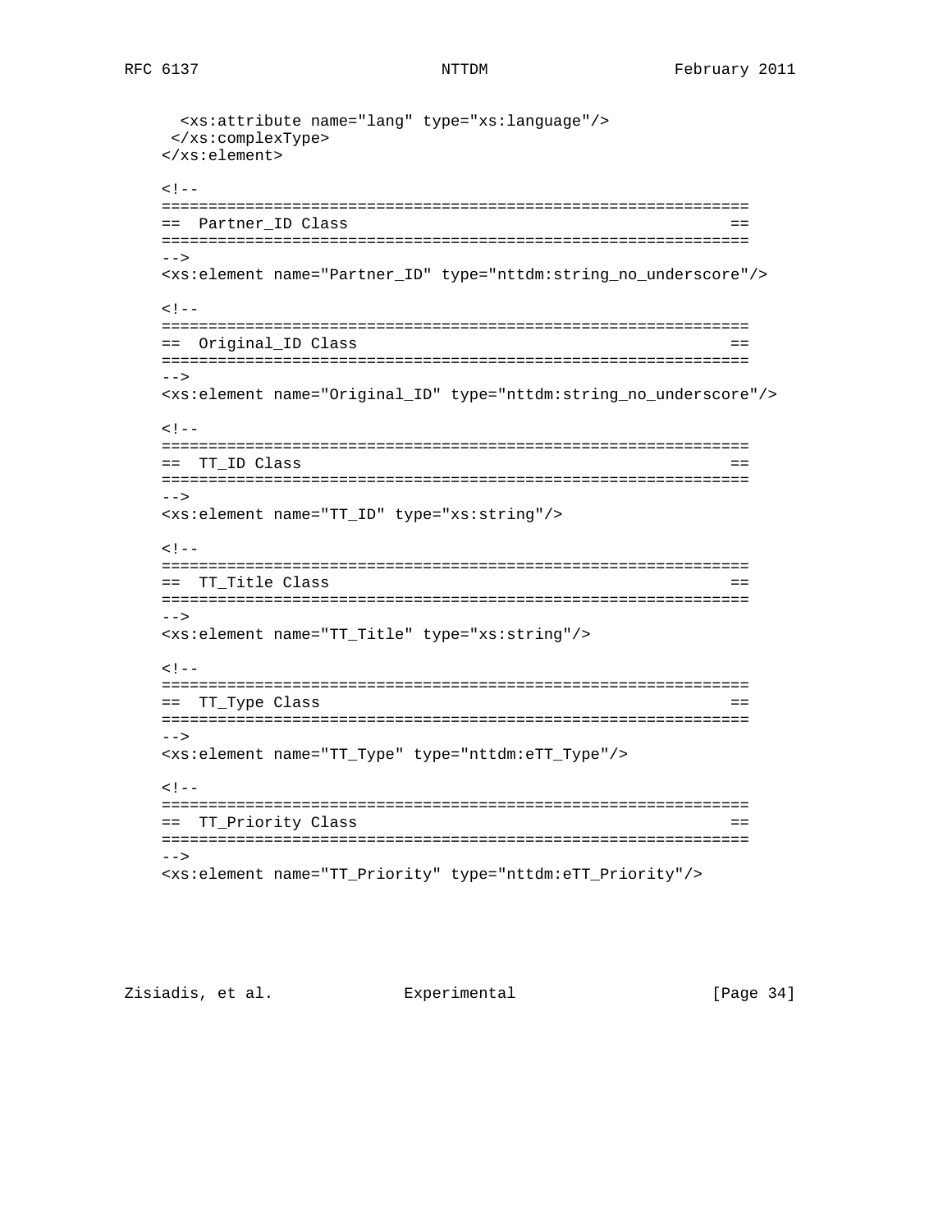```
      <xs:attribute name="lang" type="xs:language"/>
     </xs:complexType>
    </xs:element>

    <!--
    ==============================================================
    ==  Partner_ID Class                                        ==
    ==============================================================
    -->
    <xs:element name="Partner_ID" type="nttdm:string_no_underscore"/>

    <!--
    ==============================================================
    ==  Original_ID Class                                       ==
    ==============================================================
    -->
    <xs:element name="Original_ID" type="nttdm:string_no_underscore"/>

    <!--
    ==============================================================
    ==  TT_ID Class                                             ==
    ==============================================================
    -->
    <xs:element name="TT_ID" type="xs:string"/>

    <!--
    ==============================================================
    ==  TT_Title Class                                          ==
    ==============================================================
    -->
    <xs:element name="TT_Title" type="xs:string"/>

    <!--
    ==============================================================
    ==  TT_Type Class                                           ==
    ==============================================================
    -->
    <xs:element name="TT_Type" type="nttdm:eTT_Type"/>

    <!--
    ==============================================================
    ==  TT_Priority Class                                       ==
    ==============================================================
    -->
    <xs:element name="TT_Priority" type="nttdm:eTT_Priority"/>
```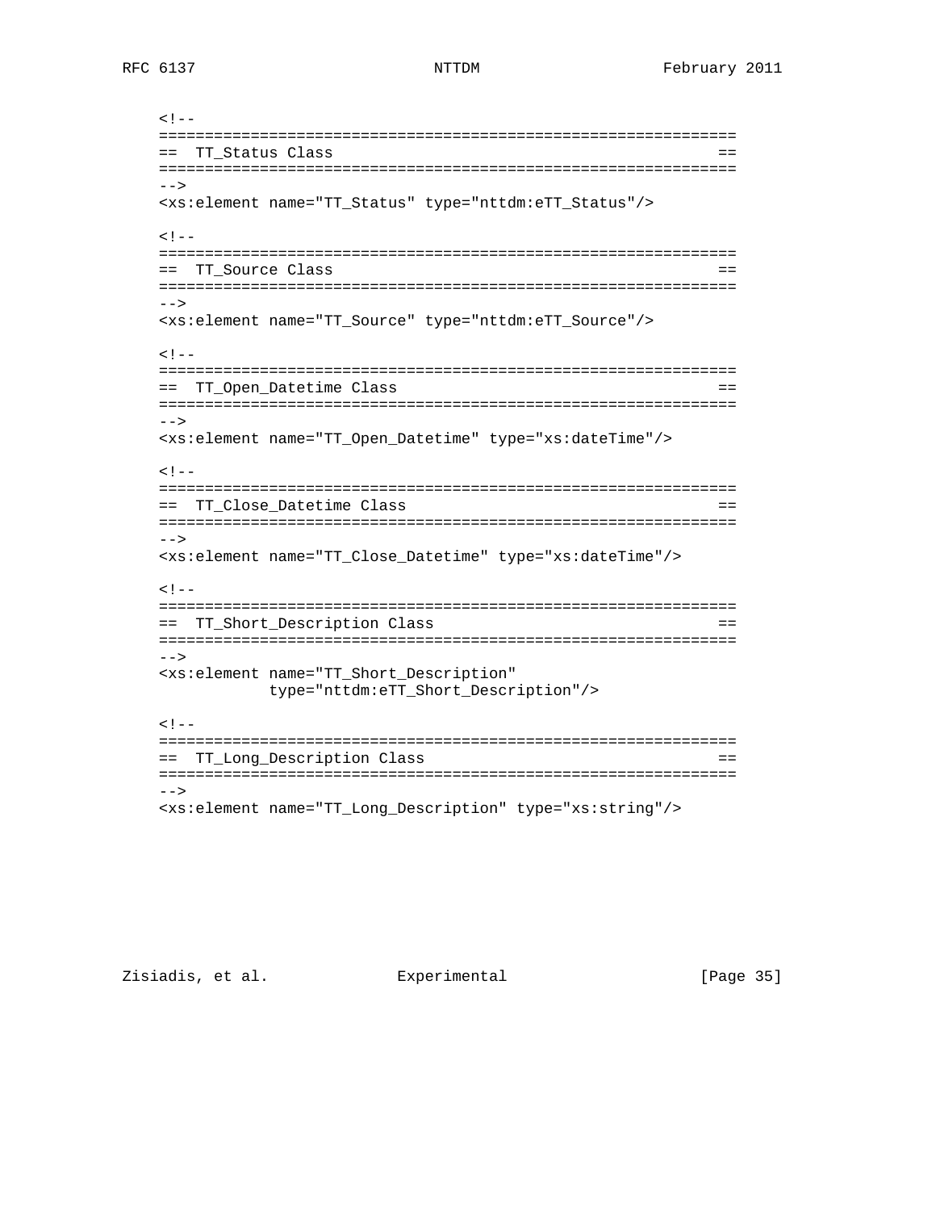```
<!--
===============================================================
==  TT_Status Class                                          ==
===============================================================
-->
<xs:element name="TT_Status" type="nttdm:eTT_Status"/>

<!--
===============================================================
==  TT_Source Class                                          ==
===============================================================
-->
<xs:element name="TT_Source" type="nttdm:eTT_Source"/>

<!--
===============================================================
==  TT_Open_Datetime Class                                   ==
===============================================================
-->
<xs:element name="TT_Open_Datetime" type="xs:dateTime"/>

<!--
===============================================================
==  TT_Close_Datetime Class                                  ==
===============================================================
-->
<xs:element name="TT_Close_Datetime" type="xs:dateTime"/>

<!--
===============================================================
==  TT_Short_Description Class                               ==
===============================================================
-->
<xs:element name="TT_Short_Description"
            type="nttdm:eTT_Short_Description"/>

<!--
===============================================================
==  TT_Long_Description Class                                ==
===============================================================
-->
<xs:element name="TT_Long_Description" type="xs:string"/>
```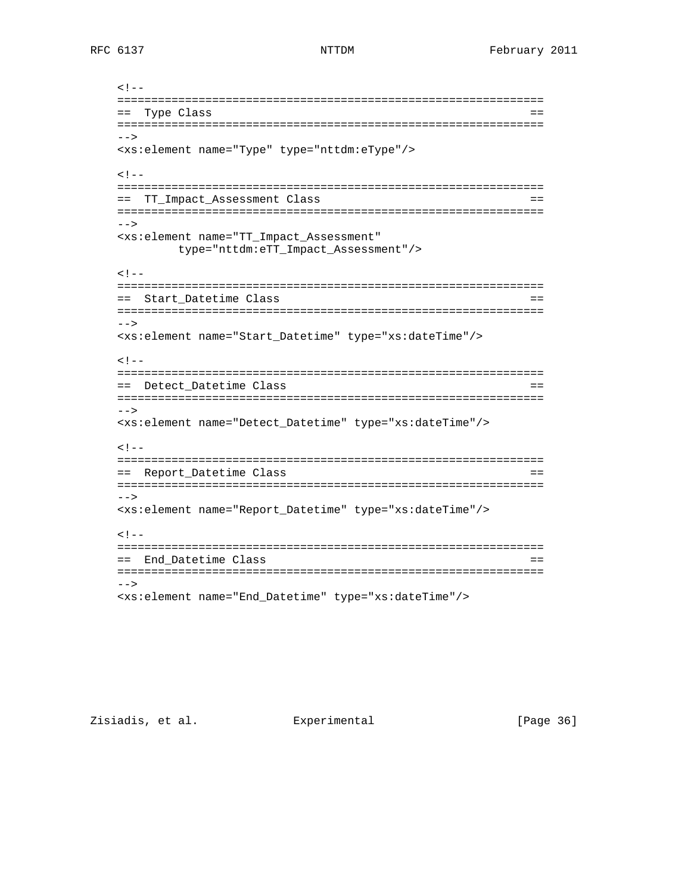```
<!--
=============================================================
==  Type Class                                             ==
=============================================================
-->
<xs:element name="Type" type="nttdm:eType"/>

<!--
=============================================================
==  TT_Impact_Assessment Class                             ==
=============================================================
-->
<xs:element name="TT_Impact_Assessment"
        type="nttdm:eTT_Impact_Assessment"/>

<!--
=============================================================
==  Start_Datetime Class                                   ==
=============================================================
-->
<xs:element name="Start_Datetime" type="xs:dateTime"/>

<!--
=============================================================
==  Detect_Datetime Class                                  ==
=============================================================
-->
<xs:element name="Detect_Datetime" type="xs:dateTime"/>

<!--
=============================================================
==  Report_Datetime Class                                  ==
=============================================================
-->
<xs:element name="Report_Datetime" type="xs:dateTime"/>

<!--
=============================================================
==  End_Datetime Class                                     ==
=============================================================
-->
<xs:element name="End_Datetime" type="xs:dateTime"/>
```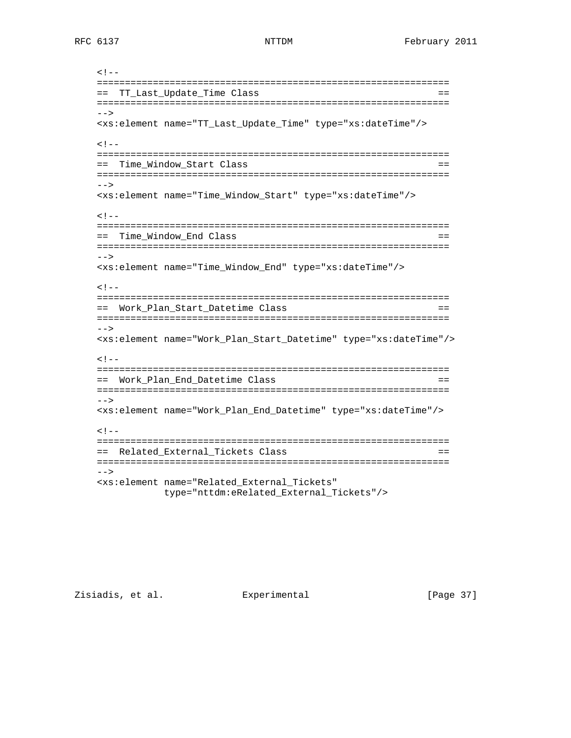```
<!--
=================================================================
==  TT_Last_Update_Time Class                                  ==
=================================================================
-->
<xs:element name="TT_Last_Update_Time" type="xs:dateTime"/>

<!--
=================================================================
==  Time_Window_Start Class                                    ==
=================================================================
-->
<xs:element name="Time_Window_Start" type="xs:dateTime"/>

<!--
=================================================================
==  Time_Window_End Class                                      ==
=================================================================
-->
<xs:element name="Time_Window_End" type="xs:dateTime"/>

<!--
=================================================================
==  Work_Plan_Start_Datetime Class                             ==
=================================================================
-->
<xs:element name="Work_Plan_Start_Datetime" type="xs:dateTime"/>

<!--
=================================================================
==  Work_Plan_End_Datetime Class                               ==
=================================================================
-->
<xs:element name="Work_Plan_End_Datetime" type="xs:dateTime"/>

<!--
=================================================================
==  Related_External_Tickets Class                             ==
=================================================================
-->
<xs:element name="Related_External_Tickets"
            type="nttdm:eRelated_External_Tickets"/>
```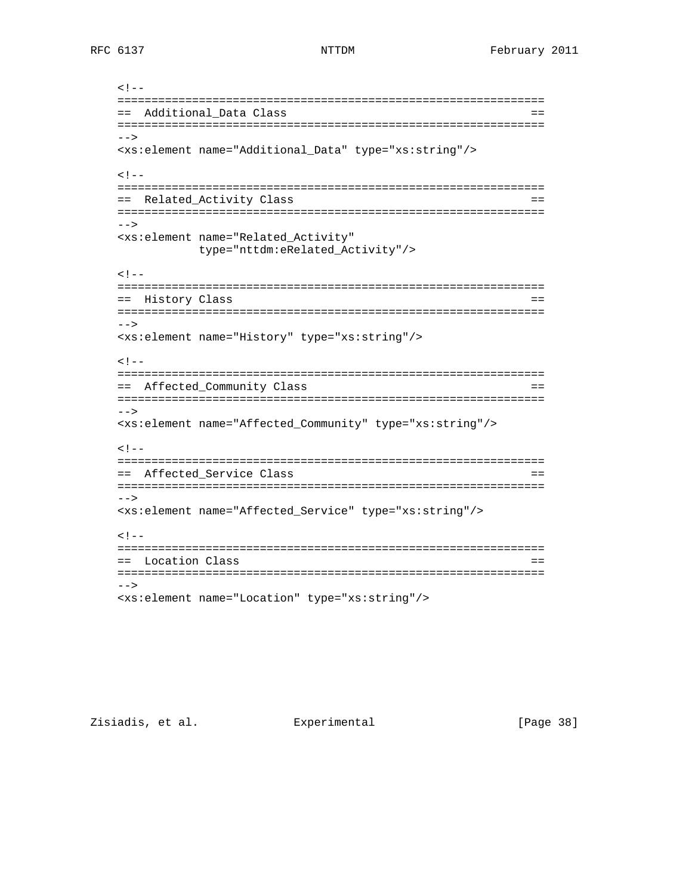```
<!--
==============================================================
==  Additional_Data Class                                   ==
==============================================================
-->
<xs:element name="Additional_Data" type="xs:string"/>

<!--
==============================================================
==  Related_Activity Class                                  ==
==============================================================
-->
<xs:element name="Related_Activity"
            type="nttdm:eRelated_Activity"/>

<!--
==============================================================
==  History Class                                           ==
==============================================================
-->
<xs:element name="History" type="xs:string"/>

<!--
==============================================================
==  Affected_Community Class                                ==
==============================================================
-->
<xs:element name="Affected_Community" type="xs:string"/>

<!--
==============================================================
==  Affected_Service Class                                  ==
==============================================================
-->
<xs:element name="Affected_Service" type="xs:string"/>

<!--
==============================================================
==  Location Class                                          ==
==============================================================
-->
<xs:element name="Location" type="xs:string"/>
```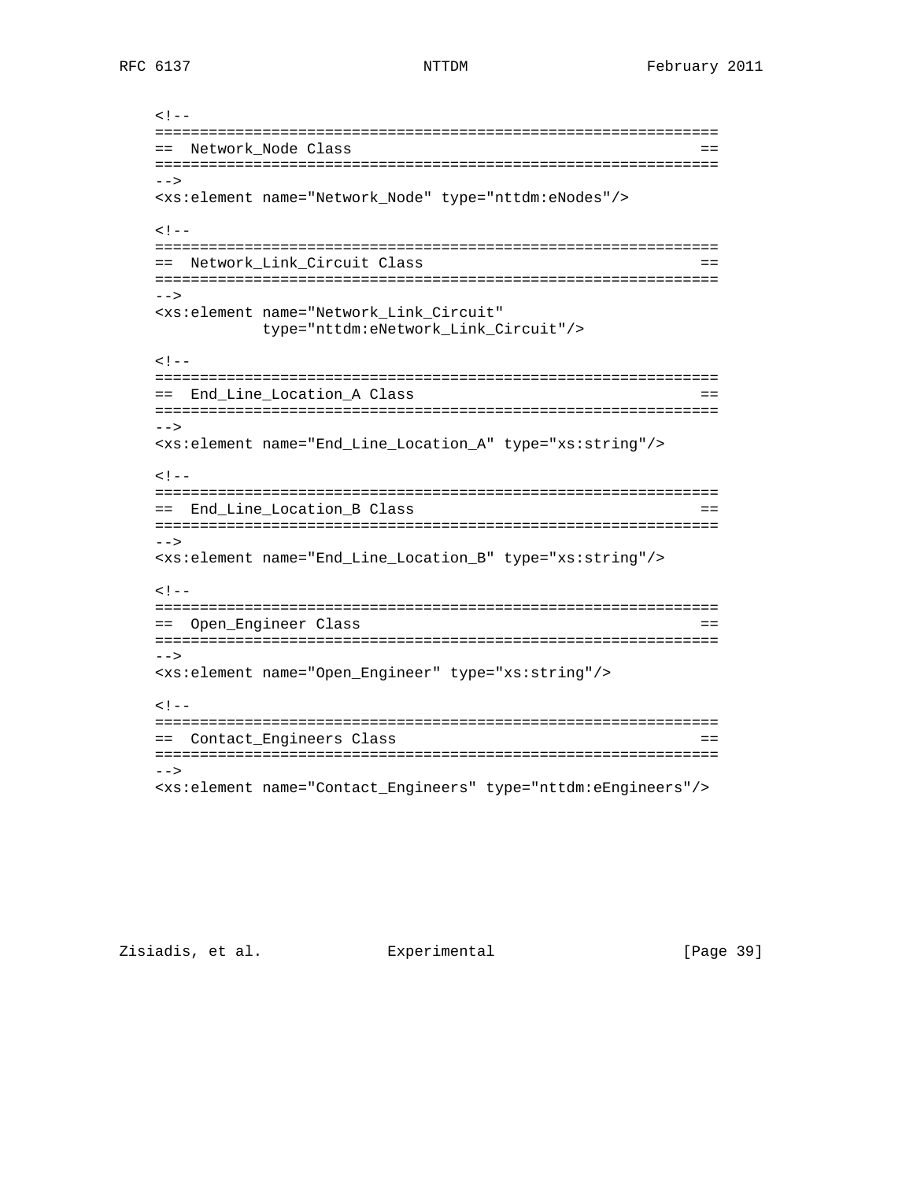```
<!--
==============================================================
==  Network_Node Class                                       ==
==============================================================
-->
<xs:element name="Network_Node" type="nttdm:eNodes"/>

<!--
==============================================================
==  Network_Link_Circuit Class                               ==
==============================================================
-->
<xs:element name="Network_Link_Circuit"
            type="nttdm:eNetwork_Link_Circuit"/>

<!--
==============================================================
==  End_Line_Location_A Class                                ==
==============================================================
-->
<xs:element name="End_Line_Location_A" type="xs:string"/>

<!--
==============================================================
==  End_Line_Location_B Class                                ==
==============================================================
-->
<xs:element name="End_Line_Location_B" type="xs:string"/>

<!--
==============================================================
==  Open_Engineer Class                                      ==
==============================================================
-->
<xs:element name="Open_Engineer" type="xs:string"/>

<!--
==============================================================
==  Contact_Engineers Class                                  ==
==============================================================
-->
<xs:element name="Contact_Engineers" type="nttdm:eEngineers"/>
```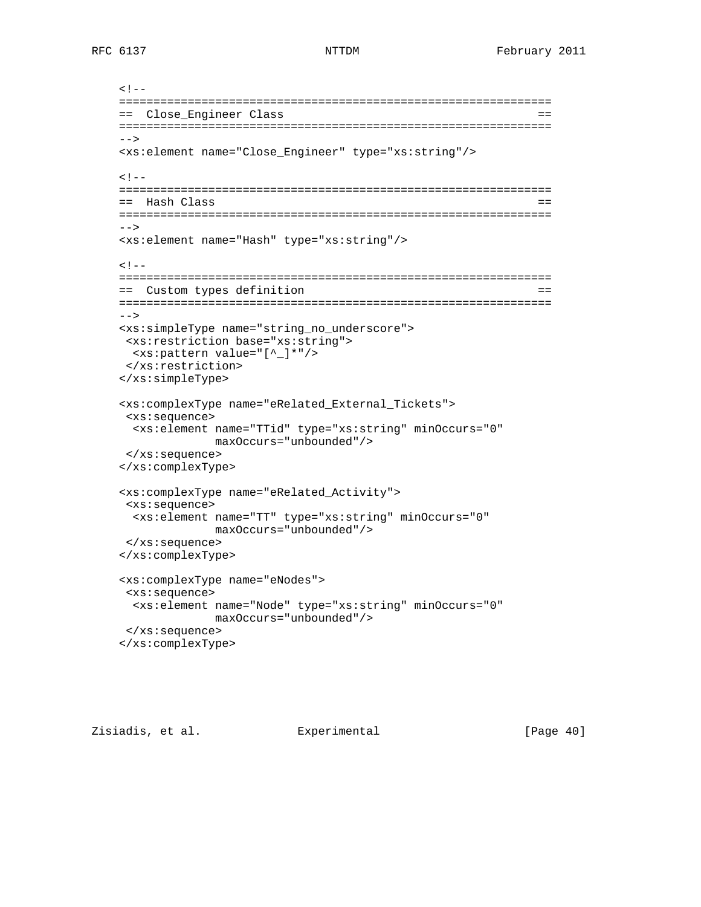```
<!--
==============================================================
==  Close_Engineer Class                                    ==
==============================================================
-->
<xs:element name="Close_Engineer" type="xs:string"/>

<!--
==============================================================
==  Hash Class                                              ==
==============================================================
-->
<xs:element name="Hash" type="xs:string"/>

<!--
==============================================================
==  Custom types definition                                 ==
==============================================================
-->
<xs:simpleType name="string_no_underscore">
 <xs:restriction base="xs:string">
  <xs:pattern value="[^_]*"/>
 </xs:restriction>
</xs:simpleType>

<xs:complexType name="eRelated_External_Tickets">
 <xs:sequence>
  <xs:element name="TTid" type="xs:string" minOccurs="0"
              maxOccurs="unbounded"/>
 </xs:sequence>
</xs:complexType>

<xs:complexType name="eRelated_Activity">
 <xs:sequence>
  <xs:element name="TT" type="xs:string" minOccurs="0"
              maxOccurs="unbounded"/>
 </xs:sequence>
</xs:complexType>

<xs:complexType name="eNodes">
 <xs:sequence>
  <xs:element name="Node" type="xs:string" minOccurs="0"
              maxOccurs="unbounded"/>
 </xs:sequence>
</xs:complexType>
```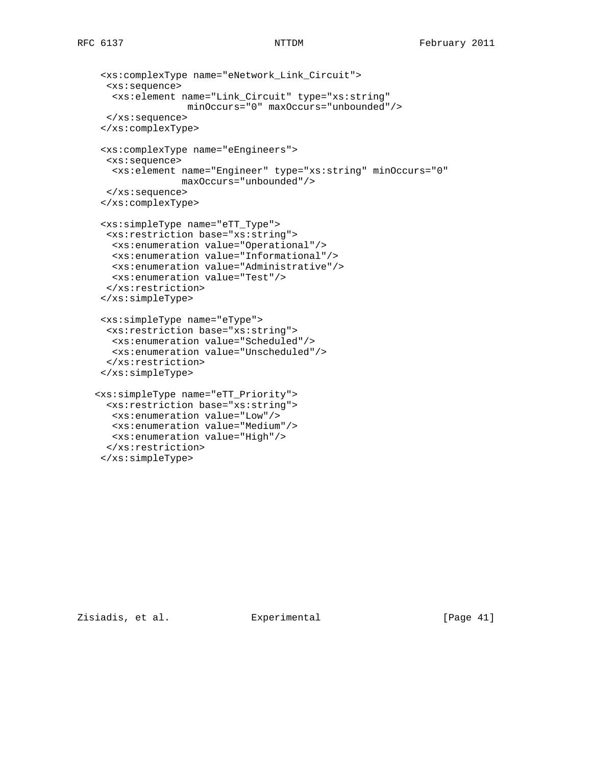```
   <xs:complexType name="eNetwork_Link_Circuit">
    <xs:sequence>
     <xs:element name="Link_Circuit" type="xs:string"
                 minOccurs="0" maxOccurs="unbounded"/>
    </xs:sequence>
   </xs:complexType>

   <xs:complexType name="eEngineers">
    <xs:sequence>
     <xs:element name="Engineer" type="xs:string" minOccurs="0"
                maxOccurs="unbounded"/>
    </xs:sequence>
   </xs:complexType>

   <xs:simpleType name="eTT_Type">
    <xs:restriction base="xs:string">
     <xs:enumeration value="Operational"/>
     <xs:enumeration value="Informational"/>
     <xs:enumeration value="Administrative"/>
     <xs:enumeration value="Test"/>
    </xs:restriction>
   </xs:simpleType>

   <xs:simpleType name="eType">
    <xs:restriction base="xs:string">
     <xs:enumeration value="Scheduled"/>
     <xs:enumeration value="Unscheduled"/>
    </xs:restriction>
   </xs:simpleType>

  <xs:simpleType name="eTT_Priority">
    <xs:restriction base="xs:string">
     <xs:enumeration value="Low"/>
     <xs:enumeration value="Medium"/>
     <xs:enumeration value="High"/>
    </xs:restriction>
   </xs:simpleType>
```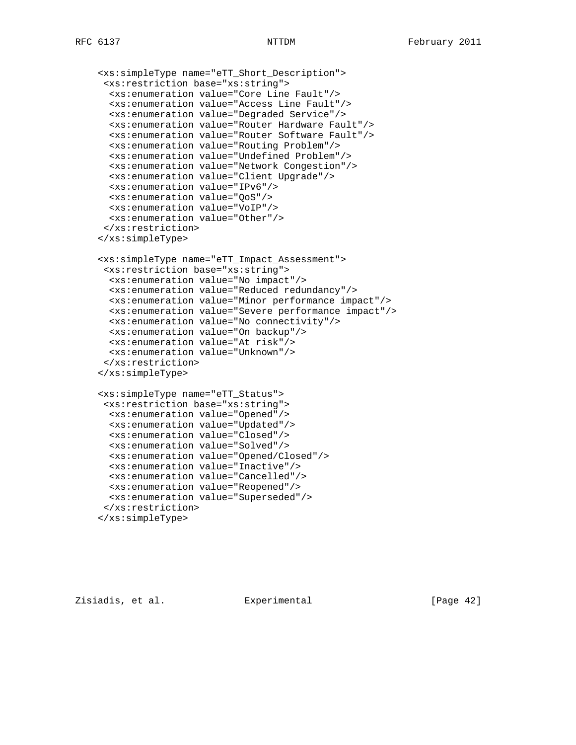```
    <xs:simpleType name="eTT_Short_Description">
     <xs:restriction base="xs:string">
      <xs:enumeration value="Core Line Fault"/>
      <xs:enumeration value="Access Line Fault"/>
      <xs:enumeration value="Degraded Service"/>
      <xs:enumeration value="Router Hardware Fault"/>
      <xs:enumeration value="Router Software Fault"/>
      <xs:enumeration value="Routing Problem"/>
      <xs:enumeration value="Undefined Problem"/>
      <xs:enumeration value="Network Congestion"/>
      <xs:enumeration value="Client Upgrade"/>
      <xs:enumeration value="IPv6"/>
      <xs:enumeration value="QoS"/>
      <xs:enumeration value="VoIP"/>
      <xs:enumeration value="Other"/>
     </xs:restriction>
    </xs:simpleType>

    <xs:simpleType name="eTT_Impact_Assessment">
     <xs:restriction base="xs:string">
      <xs:enumeration value="No impact"/>
      <xs:enumeration value="Reduced redundancy"/>
      <xs:enumeration value="Minor performance impact"/>
      <xs:enumeration value="Severe performance impact"/>
      <xs:enumeration value="No connectivity"/>
      <xs:enumeration value="On backup"/>
      <xs:enumeration value="At risk"/>
      <xs:enumeration value="Unknown"/>
     </xs:restriction>
    </xs:simpleType>

    <xs:simpleType name="eTT_Status">
     <xs:restriction base="xs:string">
      <xs:enumeration value="Opened"/>
      <xs:enumeration value="Updated"/>
      <xs:enumeration value="Closed"/>
      <xs:enumeration value="Solved"/>
      <xs:enumeration value="Opened/Closed"/>
      <xs:enumeration value="Inactive"/>
      <xs:enumeration value="Cancelled"/>
      <xs:enumeration value="Reopened"/>
      <xs:enumeration value="Superseded"/>
     </xs:restriction>
    </xs:simpleType>
```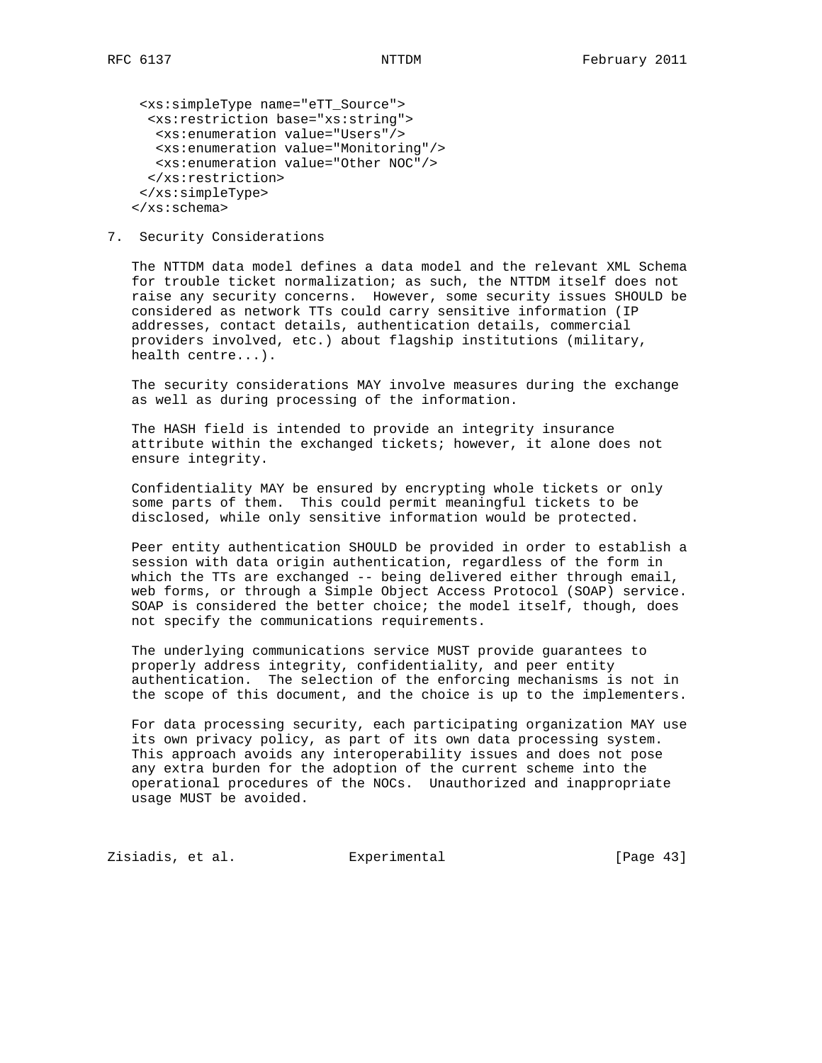```
 <xs:simpleType name="eTT_Source">
  <xs:restriction base="xs:string">
   <xs:enumeration value="Users"/>
   <xs:enumeration value="Monitoring"/>
   <xs:enumeration value="Other NOC"/>
  </xs:restriction>
 </xs:simpleType>
</xs:schema>
```

## 7. Security Considerations

The NTTDM data model defines a data model and the relevant XML Schema for trouble ticket normalization; as such, the NTTDM itself does not raise any security concerns. However, some security issues SHOULD be considered as network TTs could carry sensitive information (IP addresses, contact details, authentication details, commercial providers involved, etc.) about flagship institutions (military, health centre...).

The security considerations MAY involve measures during the exchange as well as during processing of the information.

The HASH field is intended to provide an integrity insurance attribute within the exchanged tickets; however, it alone does not ensure integrity.

Confidentiality MAY be ensured by encrypting whole tickets or only some parts of them. This could permit meaningful tickets to be disclosed, while only sensitive information would be protected.

Peer entity authentication SHOULD be provided in order to establish a session with data origin authentication, regardless of the form in which the TTs are exchanged -- being delivered either through email, web forms, or through a Simple Object Access Protocol (SOAP) service. SOAP is considered the better choice; the model itself, though, does not specify the communications requirements.

The underlying communications service MUST provide guarantees to properly address integrity, confidentiality, and peer entity authentication. The selection of the enforcing mechanisms is not in the scope of this document, and the choice is up to the implementers.

For data processing security, each participating organization MAY use its own privacy policy, as part of its own data processing system. This approach avoids any interoperability issues and does not pose any extra burden for the adoption of the current scheme into the operational procedures of the NOCs. Unauthorized and inappropriate usage MUST be avoided.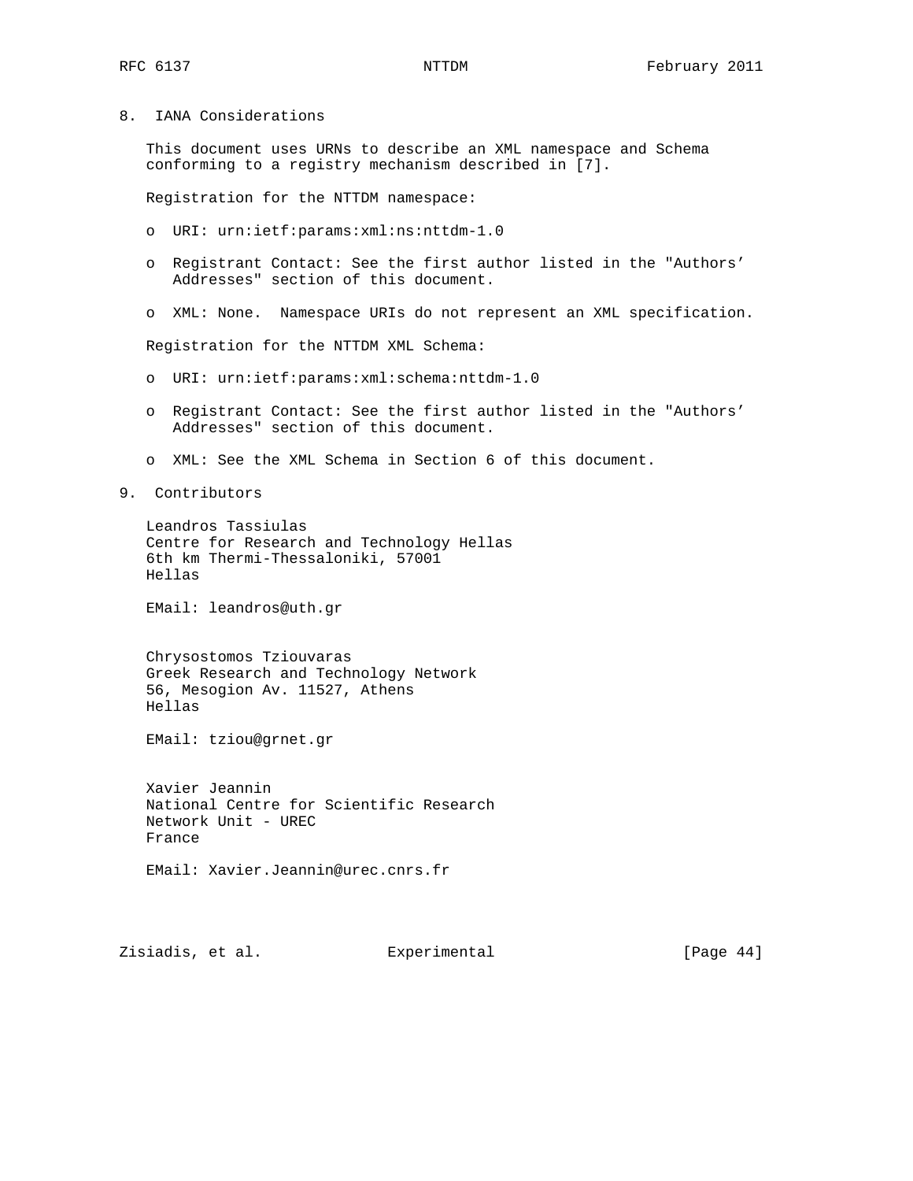## 8. IANA Considerations

This document uses URNs to describe an XML namespace and Schema conforming to a registry mechanism described in [7].

Registration for the NTTDM namespace:

- URI: urn:ietf:params:xml:ns:nttdm-1.0
- Registrant Contact: See the first author listed in the "Authors' Addresses" section of this document.
- XML: None. Namespace URIs do not represent an XML specification.

Registration for the NTTDM XML Schema:

- URI: urn:ietf:params:xml:schema:nttdm-1.0
- Registrant Contact: See the first author listed in the "Authors' Addresses" section of this document.
- XML: See the XML Schema in Section 6 of this document.

## 9. Contributors

Leandros Tassiulas
Centre for Research and Technology Hellas
6th km Thermi-Thessaloniki, 57001
Hellas

EMail: leandros@uth.gr

Chrysostomos Tziouvaras
Greek Research and Technology Network
56, Mesogion Av. 11527, Athens
Hellas

EMail: tziou@grnet.gr

Xavier Jeannin
National Centre for Scientific Research
Network Unit - UREC
France

EMail: Xavier.Jeannin@urec.cnrs.fr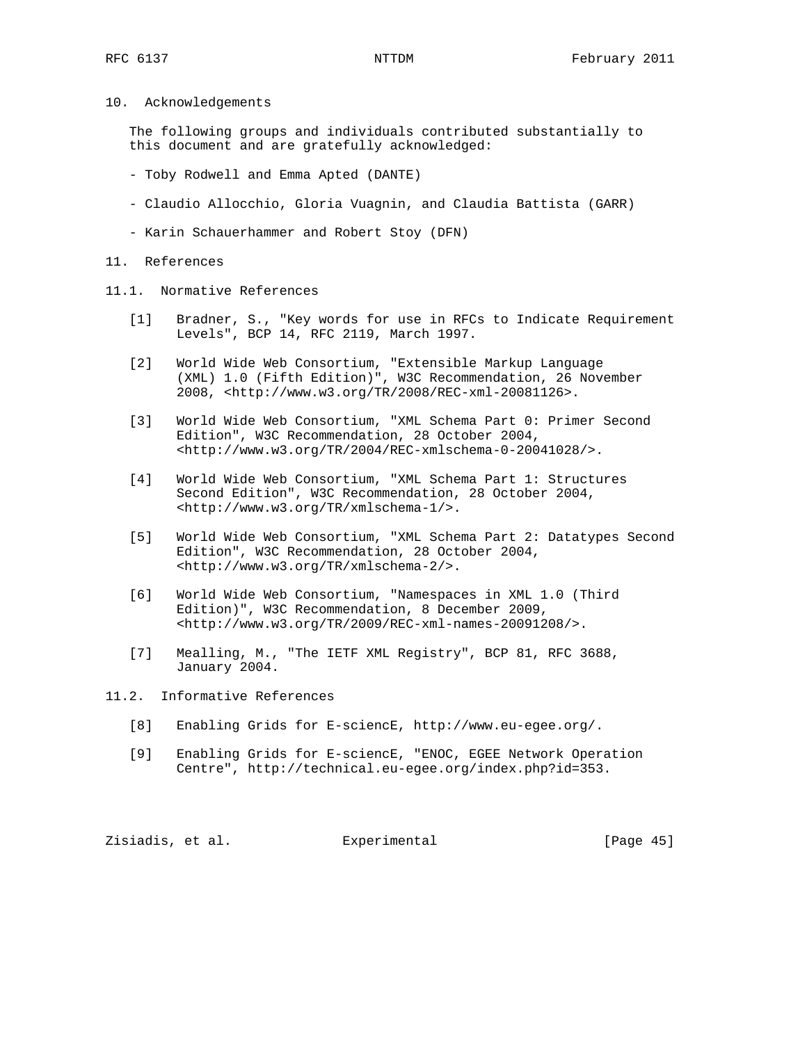## 10. Acknowledgements

The following groups and individuals contributed substantially to this document and are gratefully acknowledged:

- Toby Rodwell and Emma Apted (DANTE)
- Claudio Allocchio, Gloria Vuagnin, and Claudia Battista (GARR)
- Karin Schauerhammer and Robert Stoy (DFN)

## 11. References

### 11.1. Normative References

[1] Bradner, S., "Key words for use in RFCs to Indicate Requirement Levels", BCP 14, RFC 2119, March 1997.

[2] World Wide Web Consortium, "Extensible Markup Language (XML) 1.0 (Fifth Edition)", W3C Recommendation, 26 November 2008, <http://www.w3.org/TR/2008/REC-xml-20081126>.

[3] World Wide Web Consortium, "XML Schema Part 0: Primer Second Edition", W3C Recommendation, 28 October 2004, <http://www.w3.org/TR/2004/REC-xmlschema-0-20041028/>.

[4] World Wide Web Consortium, "XML Schema Part 1: Structures Second Edition", W3C Recommendation, 28 October 2004, <http://www.w3.org/TR/xmlschema-1/>.

[5] World Wide Web Consortium, "XML Schema Part 2: Datatypes Second Edition", W3C Recommendation, 28 October 2004, <http://www.w3.org/TR/xmlschema-2/>.

[6] World Wide Web Consortium, "Namespaces in XML 1.0 (Third Edition)", W3C Recommendation, 8 December 2009, <http://www.w3.org/TR/2009/REC-xml-names-20091208/>.

[7] Mealling, M., "The IETF XML Registry", BCP 81, RFC 3688, January 2004.

### 11.2. Informative References

[8] Enabling Grids for E-sciencE, http://www.eu-egee.org/.

[9] Enabling Grids for E-sciencE, "ENOC, EGEE Network Operation Centre", http://technical.eu-egee.org/index.php?id=353.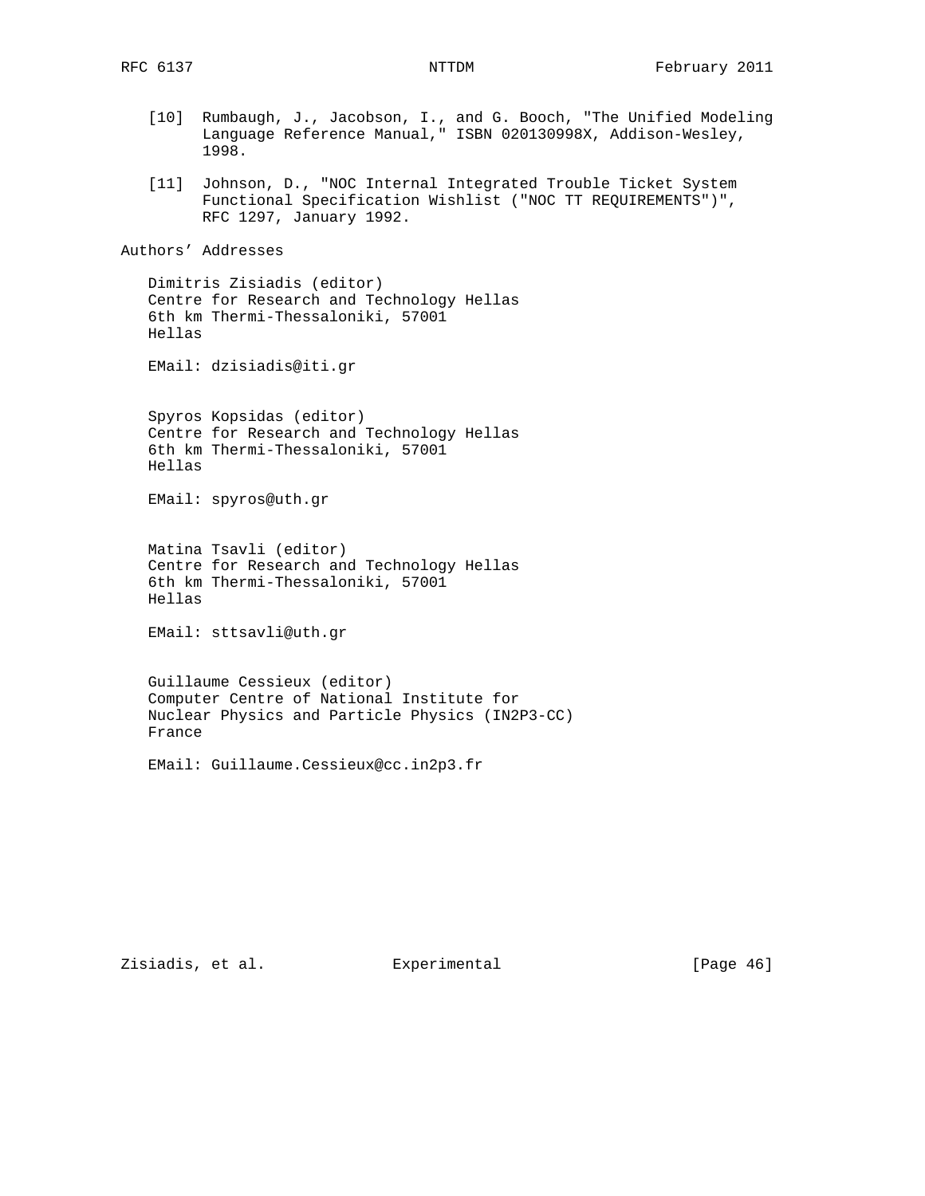[10] Rumbaugh, J., Jacobson, I., and G. Booch, "The Unified Modeling Language Reference Manual," ISBN 020130998X, Addison-Wesley, 1998.

[11] Johnson, D., "NOC Internal Integrated Trouble Ticket System Functional Specification Wishlist ("NOC TT REQUIREMENTS")", RFC 1297, January 1992.

## Authors' Addresses

Dimitris Zisiadis (editor)
Centre for Research and Technology Hellas
6th km Thermi-Thessaloniki, 57001
Hellas

EMail: dzisiadis@iti.gr

Spyros Kopsidas (editor)
Centre for Research and Technology Hellas
6th km Thermi-Thessaloniki, 57001
Hellas

EMail: spyros@uth.gr

Matina Tsavli (editor)
Centre for Research and Technology Hellas
6th km Thermi-Thessaloniki, 57001
Hellas

EMail: sttsavli@uth.gr

Guillaume Cessieux (editor)
Computer Centre of National Institute for
Nuclear Physics and Particle Physics (IN2P3-CC)
France

EMail: Guillaume.Cessieux@cc.in2p3.fr